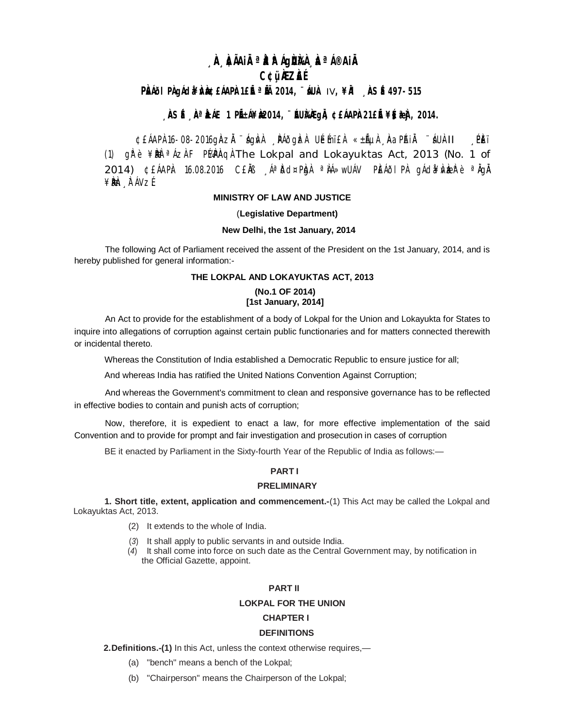¸ÀA¸À¢ÃAiÀÄ ªÀåªÀºÁgÀUÀ¼À ¸ÀaªÁ®AiÀÄ

C¢ü¸ÀÆZÀ£É

PÀ£ÁðlPÀ gÁdå¥ÀvÀæ ¢£ÁAPÀ 1£Éà ªÉÄ 2014, ¨sÁUÀ IV, ¥ÀÄl ¸ÀASÉå 497-515

¸ÀASÉå ¸ÀªÀåÁE 1 PÉÃ±Á¥Àæ 2014, ¨ÉAUÀ¼ÀÆgÀÄ, ¢£ÁAPÀ 21£Éà K¦æ¯ï, 2014.

¢£ÁAPÀ 16-08-2016gÀ ¨sÁgÀvÀ ¸ÀPÁðgÀzÀ UÉeÉmï£À «±ÉõÀ ¸ÀaPÉAiÀÄ ¨sÁUÀ II ¸ÉPÀë£ï (1) gÀ°è ¥ÀæPÀlªÁzÀ PÉÃAzÀæ PÁAiÀÄzÉAiÀÄ The Lokpal and Lokayuktas Act, 2013 (No. 1 of 2014) ¢£ÁAPÀ 16.08.2016 C£ÀéAiÀÄ ¸ÁªÀðd¤PÀgÀ ªÀiÁ»wUÁV PÀ£ÁðlPÀ gÁdå¥ÀvÀæzÀ°è ªÀÄgÀÄ ¥ÀæPÀn¸À¯ÁVzÉ.

**MINISTRY OF LAW AND JUSTICE**

**(Legislative Department)**

**New Delhi, the 1st January, 2014**

The following Act of Parliament received the assent of the President on the 1st January, 2014, and is hereby published for general information:-

# THE LOKPAL AND LOKAYUKTAS ACT, 2013

**(No.1 OF 2014)**
**[1st January, 2014]**

An Act to provide for the establishment of a body of Lokpal for the Union and Lokayukta for States to inquire into allegations of corruption against certain public functionaries and for matters connected therewith or incidental thereto.

Whereas the Constitution of India established a Democratic Republic to ensure justice for all;

And whereas India has ratified the United Nations Convention Against Corruption;

And whereas the Government's commitment to clean and responsive governance has to be reflected in effective bodies to contain and punish acts of corruption;

Now, therefore, it is expedient to enact a law, for more effective implementation of the said Convention and to provide for prompt and fair investigation and prosecution in cases of corruption

BE it enacted by Parliament in the Sixty-fourth Year of the Republic of India as follows:—

## PART I

## PRELIMINARY

**1. Short title, extent, application and commencement.-**(1) This Act may be called the Lokpal and Lokayuktas Act, 2013.

(2) It extends to the whole of India.

(3) It shall apply to public servants in and outside India.

(4) It shall come into force on such date as the Central Government may, by notification in the Official Gazette, appoint.

## PART II

## LOKPAL FOR THE UNION

### CHAPTER I

### DEFINITIONS

**2. Definitions.-(1)** In this Act, unless the context otherwise requires,—

(a) "bench" means a bench of the Lokpal;

(b) "Chairperson" means the Chairperson of the Lokpal;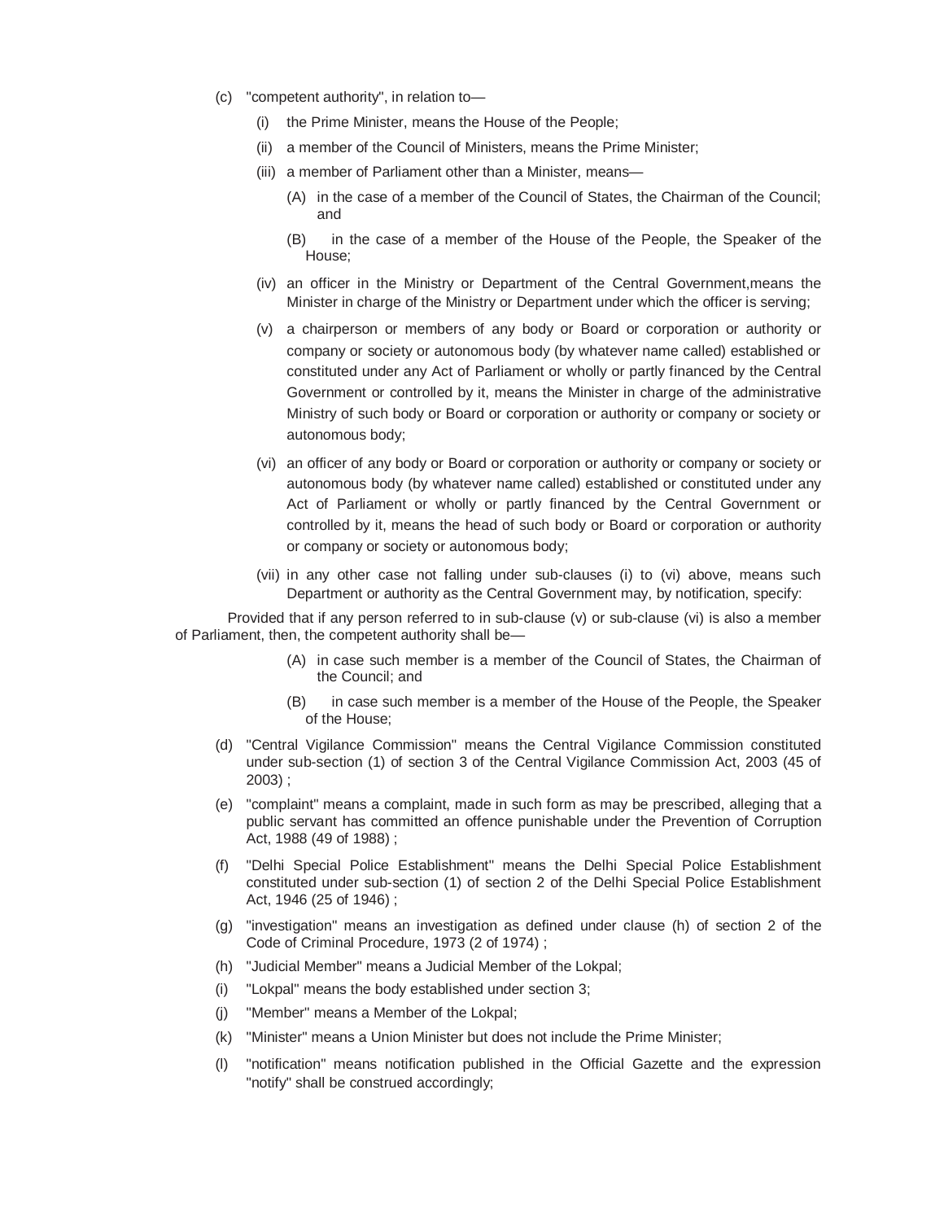(c) "competent authority", in relation to—

  (i) the Prime Minister, means the House of the People;

  (ii) a member of the Council of Ministers, means the Prime Minister;

  (iii) a member of Parliament other than a Minister, means—

    (A) in the case of a member of the Council of States, the Chairman of the Council; and

    (B) in the case of a member of the House of the People, the Speaker of the House;

  (iv) an officer in the Ministry or Department of the Central Government,means the Minister in charge of the Ministry or Department under which the officer is serving;

  (v) a chairperson or members of any body or Board or corporation or authority or company or society or autonomous body (by whatever name called) established or constituted under any Act of Parliament or wholly or partly financed by the Central Government or controlled by it, means the Minister in charge of the administrative Ministry of such body or Board or corporation or authority or company or society or autonomous body;

  (vi) an officer of any body or Board or corporation or authority or company or society or autonomous body (by whatever name called) established or constituted under any Act of Parliament or wholly or partly financed by the Central Government or controlled by it, means the head of such body or Board or corporation or authority or company or society or autonomous body;

  (vii) in any other case not falling under sub-clauses (i) to (vi) above, means such Department or authority as the Central Government may, by notification, specify:

Provided that if any person referred to in sub-clause (v) or sub-clause (vi) is also a member of Parliament, then, the competent authority shall be—

    (A) in case such member is a member of the Council of States, the Chairman of the Council; and

    (B) in case such member is a member of the House of the People, the Speaker of the House;

(d) "Central Vigilance Commission" means the Central Vigilance Commission constituted under sub-section (1) of section 3 of the Central Vigilance Commission Act, 2003 (45 of 2003) ;

(e) "complaint" means a complaint, made in such form as may be prescribed, alleging that a public servant has committed an offence punishable under the Prevention of Corruption Act, 1988 (49 of 1988) ;

(f) "Delhi Special Police Establishment" means the Delhi Special Police Establishment constituted under sub-section (1) of section 2 of the Delhi Special Police Establishment Act, 1946 (25 of 1946) ;

(g) "investigation" means an investigation as defined under clause (h) of section 2 of the Code of Criminal Procedure, 1973 (2 of 1974) ;

(h) "Judicial Member" means a Judicial Member of the Lokpal;

(i) "Lokpal" means the body established under section 3;

(j) "Member" means a Member of the Lokpal;

(k) "Minister" means a Union Minister but does not include the Prime Minister;

(l) "notification" means notification published in the Official Gazette and the expression "notify" shall be construed accordingly;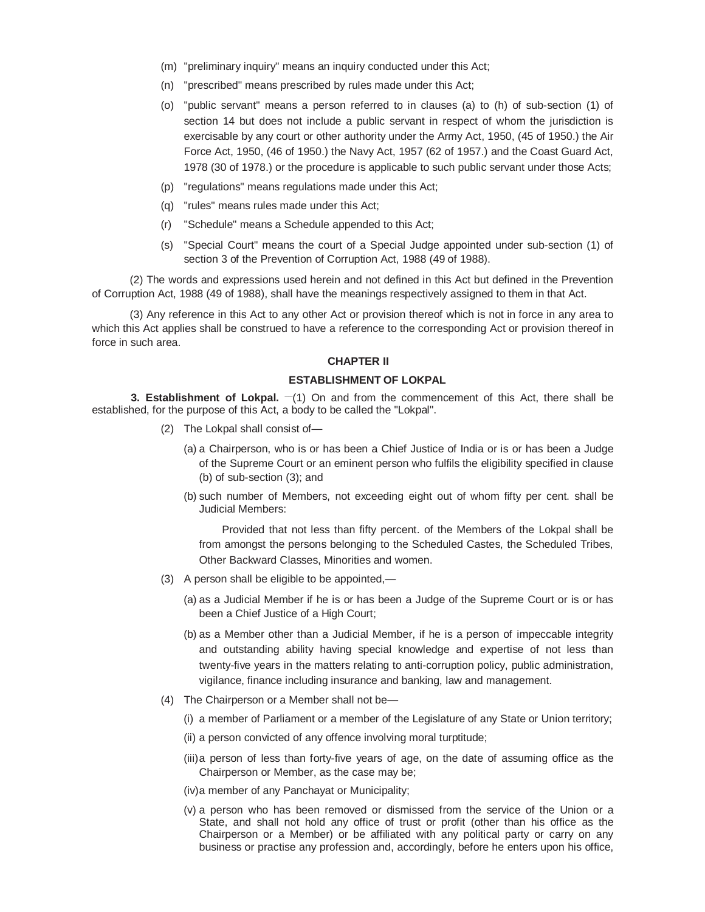(m) "preliminary inquiry" means an inquiry conducted under this Act;

(n) "prescribed" means prescribed by rules made under this Act;

(o) "public servant" means a person referred to in clauses (a) to (h) of sub-section (1) of section 14 but does not include a public servant in respect of whom the jurisdiction is exercisable by any court or other authority under the Army Act, 1950, (45 of 1950.) the Air Force Act, 1950, (46 of 1950.) the Navy Act, 1957 (62 of 1957.) and the Coast Guard Act, 1978 (30 of 1978.) or the procedure is applicable to such public servant under those Acts;

(p) "regulations" means regulations made under this Act;

(q) "rules" means rules made under this Act;

(r) "Schedule" means a Schedule appended to this Act;

(s) "Special Court" means the court of a Special Judge appointed under sub-section (1) of section 3 of the Prevention of Corruption Act, 1988 (49 of 1988).

(2) The words and expressions used herein and not defined in this Act but defined in the Prevention of Corruption Act, 1988 (49 of 1988), shall have the meanings respectively assigned to them in that Act.

(3) Any reference in this Act to any other Act or provision thereof which is not in force in any area to which this Act applies shall be construed to have a reference to the corresponding Act or provision thereof in force in such area.

## CHAPTER II

## ESTABLISHMENT OF LOKPAL

**3. Establishment of Lokpal.** —(1) On and from the commencement of this Act, there shall be established, for the purpose of this Act, a body to be called the "Lokpal".

(2) The Lokpal shall consist of—

(a) a Chairperson, who is or has been a Chief Justice of India or is or has been a Judge of the Supreme Court or an eminent person who fulfils the eligibility specified in clause (b) of sub-section (3); and

(b) such number of Members, not exceeding eight out of whom fifty per cent. shall be Judicial Members:

Provided that not less than fifty percent. of the Members of the Lokpal shall be from amongst the persons belonging to the Scheduled Castes, the Scheduled Tribes, Other Backward Classes, Minorities and women.

(3) A person shall be eligible to be appointed,—

(a) as a Judicial Member if he is or has been a Judge of the Supreme Court or is or has been a Chief Justice of a High Court;

(b) as a Member other than a Judicial Member, if he is a person of impeccable integrity and outstanding ability having special knowledge and expertise of not less than twenty-five years in the matters relating to anti-corruption policy, public administration, vigilance, finance including insurance and banking, law and management.

(4) The Chairperson or a Member shall not be—

(i) a member of Parliament or a member of the Legislature of any State or Union territory;

(ii) a person convicted of any offence involving moral turptitude;

(iii) a person of less than forty-five years of age, on the date of assuming office as the Chairperson or Member, as the case may be;

(iv) a member of any Panchayat or Municipality;

(v) a person who has been removed or dismissed from the service of the Union or a State, and shall not hold any office of trust or profit (other than his office as the Chairperson or a Member) or be affiliated with any political party or carry on any business or practise any profession and, accordingly, before he enters upon his office,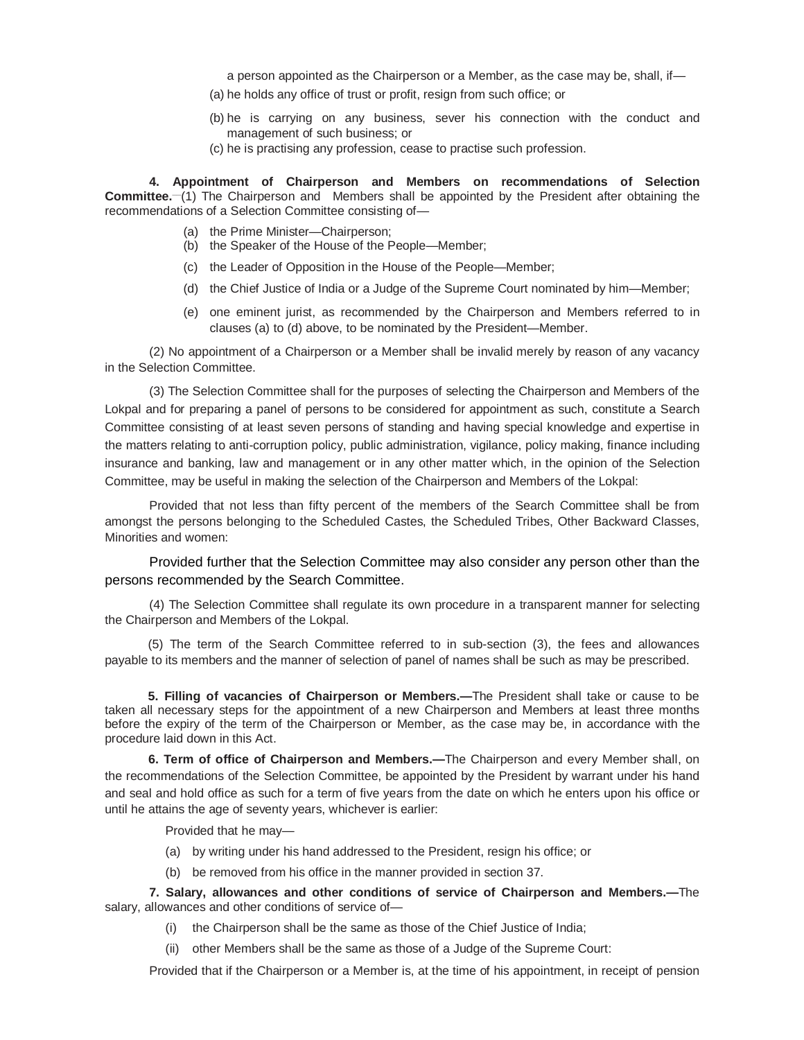a person appointed as the Chairperson or a Member, as the case may be, shall, if—

(a) he holds any office of trust or profit, resign from such office; or

(b) he is carrying on any business, sever his connection with the conduct and management of such business; or

(c) he is practising any profession, cease to practise such profession.

**4. Appointment of Chairperson and Members on recommendations of Selection Committee.**—(1) The Chairperson and Members shall be appointed by the President after obtaining the recommendations of a Selection Committee consisting of—

(a) the Prime Minister—Chairperson;

(b) the Speaker of the House of the People—Member;

(c) the Leader of Opposition in the House of the People—Member;

(d) the Chief Justice of India or a Judge of the Supreme Court nominated by him—Member;

(e) one eminent jurist, as recommended by the Chairperson and Members referred to in clauses (a) to (d) above, to be nominated by the President—Member.

(2) No appointment of a Chairperson or a Member shall be invalid merely by reason of any vacancy in the Selection Committee.

(3) The Selection Committee shall for the purposes of selecting the Chairperson and Members of the Lokpal and for preparing a panel of persons to be considered for appointment as such, constitute a Search Committee consisting of at least seven persons of standing and having special knowledge and expertise in the matters relating to anti-corruption policy, public administration, vigilance, policy making, finance including insurance and banking, law and management or in any other matter which, in the opinion of the Selection Committee, may be useful in making the selection of the Chairperson and Members of the Lokpal:

Provided that not less than fifty percent of the members of the Search Committee shall be from amongst the persons belonging to the Scheduled Castes, the Scheduled Tribes, Other Backward Classes, Minorities and women:

Provided further that the Selection Committee may also consider any person other than the persons recommended by the Search Committee.

(4) The Selection Committee shall regulate its own procedure in a transparent manner for selecting the Chairperson and Members of the Lokpal.

(5) The term of the Search Committee referred to in sub-section (3), the fees and allowances payable to its members and the manner of selection of panel of names shall be such as may be prescribed.

**5. Filling of vacancies of Chairperson or Members.—**The President shall take or cause to be taken all necessary steps for the appointment of a new Chairperson and Members at least three months before the expiry of the term of the Chairperson or Member, as the case may be, in accordance with the procedure laid down in this Act.

**6. Term of office of Chairperson and Members.—**The Chairperson and every Member shall, on the recommendations of the Selection Committee, be appointed by the President by warrant under his hand and seal and hold office as such for a term of five years from the date on which he enters upon his office or until he attains the age of seventy years, whichever is earlier:

Provided that he may—

(a) by writing under his hand addressed to the President, resign his office; or

(b) be removed from his office in the manner provided in section 37.

**7. Salary, allowances and other conditions of service of Chairperson and Members.—**The salary, allowances and other conditions of service of—

(i) the Chairperson shall be the same as those of the Chief Justice of India;

(ii) other Members shall be the same as those of a Judge of the Supreme Court:

Provided that if the Chairperson or a Member is, at the time of his appointment, in receipt of pension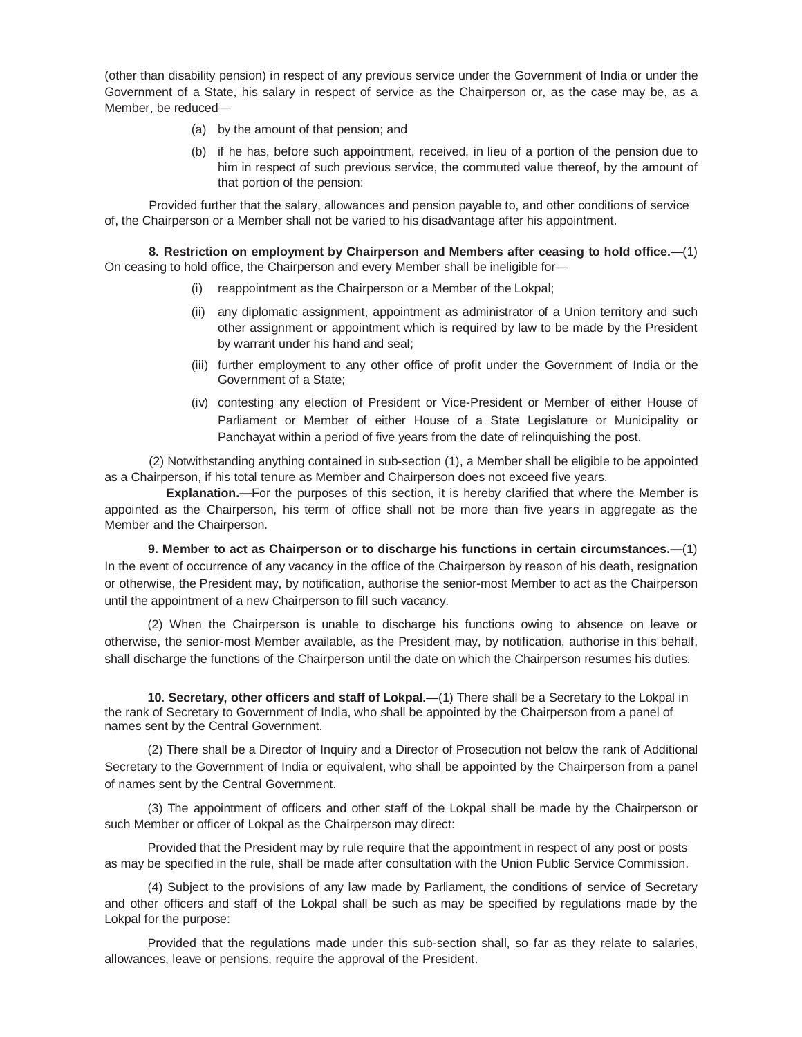(other than disability pension) in respect of any previous service under the Government of India or under the Government of a State, his salary in respect of service as the Chairperson or, as the case may be, as a Member, be reduced—

(a) by the amount of that pension; and

(b) if he has, before such appointment, received, in lieu of a portion of the pension due to him in respect of such previous service, the commuted value thereof, by the amount of that portion of the pension:

Provided further that the salary, allowances and pension payable to, and other conditions of service of, the Chairperson or a Member shall not be varied to his disadvantage after his appointment.

**8. Restriction on employment by Chairperson and Members after ceasing to hold office.—**(1) On ceasing to hold office, the Chairperson and every Member shall be ineligible for—

(i) reappointment as the Chairperson or a Member of the Lokpal;

(ii) any diplomatic assignment, appointment as administrator of a Union territory and such other assignment or appointment which is required by law to be made by the President by warrant under his hand and seal;

(iii) further employment to any other office of profit under the Government of India or the Government of a State;

(iv) contesting any election of President or Vice-President or Member of either House of Parliament or Member of either House of a State Legislature or Municipality or Panchayat within a period of five years from the date of relinquishing the post.

(2) Notwithstanding anything contained in sub-section (1), a Member shall be eligible to be appointed as a Chairperson, if his total tenure as Member and Chairperson does not exceed five years.

**Explanation.—**For the purposes of this section, it is hereby clarified that where the Member is appointed as the Chairperson, his term of office shall not be more than five years in aggregate as the Member and the Chairperson.

**9. Member to act as Chairperson or to discharge his functions in certain circumstances.—**(1) In the event of occurrence of any vacancy in the office of the Chairperson by reason of his death, resignation or otherwise, the President may, by notification, authorise the senior-most Member to act as the Chairperson until the appointment of a new Chairperson to fill such vacancy.

(2) When the Chairperson is unable to discharge his functions owing to absence on leave or otherwise, the senior-most Member available, as the President may, by notification, authorise in this behalf, shall discharge the functions of the Chairperson until the date on which the Chairperson resumes his duties.

**10. Secretary, other officers and staff of Lokpal.—**(1) There shall be a Secretary to the Lokpal in the rank of Secretary to Government of India, who shall be appointed by the Chairperson from a panel of names sent by the Central Government.

(2) There shall be a Director of Inquiry and a Director of Prosecution not below the rank of Additional Secretary to the Government of India or equivalent, who shall be appointed by the Chairperson from a panel of names sent by the Central Government.

(3) The appointment of officers and other staff of the Lokpal shall be made by the Chairperson or such Member or officer of Lokpal as the Chairperson may direct:

Provided that the President may by rule require that the appointment in respect of any post or posts as may be specified in the rule, shall be made after consultation with the Union Public Service Commission.

(4) Subject to the provisions of any law made by Parliament, the conditions of service of Secretary and other officers and staff of the Lokpal shall be such as may be specified by regulations made by the Lokpal for the purpose:

Provided that the regulations made under this sub-section shall, so far as they relate to salaries, allowances, leave or pensions, require the approval of the President.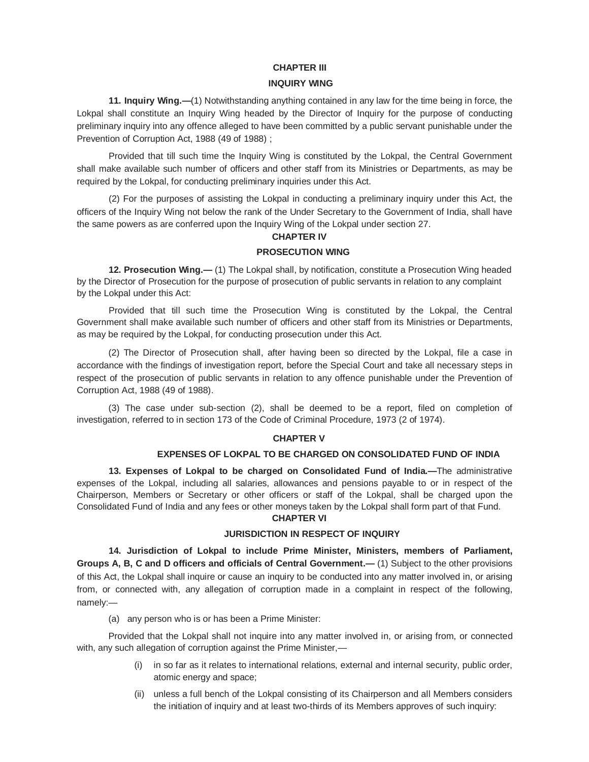## CHAPTER III

## INQUIRY WING

**11. Inquiry Wing.—**(1) Notwithstanding anything contained in any law for the time being in force, the Lokpal shall constitute an Inquiry Wing headed by the Director of Inquiry for the purpose of conducting preliminary inquiry into any offence alleged to have been committed by a public servant punishable under the Prevention of Corruption Act, 1988 (49 of 1988) ;

Provided that till such time the Inquiry Wing is constituted by the Lokpal, the Central Government shall make available such number of officers and other staff from its Ministries or Departments, as may be required by the Lokpal, for conducting preliminary inquiries under this Act.

(2) For the purposes of assisting the Lokpal in conducting a preliminary inquiry under this Act, the officers of the Inquiry Wing not below the rank of the Under Secretary to the Government of India, shall have the same powers as are conferred upon the Inquiry Wing of the Lokpal under section 27.

## CHAPTER IV

## PROSECUTION WING

**12. Prosecution Wing.—** (1) The Lokpal shall, by notification, constitute a Prosecution Wing headed by the Director of Prosecution for the purpose of prosecution of public servants in relation to any complaint by the Lokpal under this Act:

Provided that till such time the Prosecution Wing is constituted by the Lokpal, the Central Government shall make available such number of officers and other staff from its Ministries or Departments, as may be required by the Lokpal, for conducting prosecution under this Act.

(2) The Director of Prosecution shall, after having been so directed by the Lokpal, file a case in accordance with the findings of investigation report, before the Special Court and take all necessary steps in respect of the prosecution of public servants in relation to any offence punishable under the Prevention of Corruption Act, 1988 (49 of 1988).

(3) The case under sub-section (2), shall be deemed to be a report, filed on completion of investigation, referred to in section 173 of the Code of Criminal Procedure, 1973 (2 of 1974).

## CHAPTER V

## EXPENSES OF LOKPAL TO BE CHARGED ON CONSOLIDATED FUND OF INDIA

**13. Expenses of Lokpal to be charged on Consolidated Fund of India.—**The administrative expenses of the Lokpal, including all salaries, allowances and pensions payable to or in respect of the Chairperson, Members or Secretary or other officers or staff of the Lokpal, shall be charged upon the Consolidated Fund of India and any fees or other moneys taken by the Lokpal shall form part of that Fund.

## CHAPTER VI

## JURISDICTION IN RESPECT OF INQUIRY

**14. Jurisdiction of Lokpal to include Prime Minister, Ministers, members of Parliament, Groups A, B, C and D officers and officials of Central Government.—** (1) Subject to the other provisions of this Act, the Lokpal shall inquire or cause an inquiry to be conducted into any matter involved in, or arising from, or connected with, any allegation of corruption made in a complaint in respect of the following, namely:—

(a) any person who is or has been a Prime Minister:

Provided that the Lokpal shall not inquire into any matter involved in, or arising from, or connected with, any such allegation of corruption against the Prime Minister,—

- (i) in so far as it relates to international relations, external and internal security, public order, atomic energy and space;
- (ii) unless a full bench of the Lokpal consisting of its Chairperson and all Members considers the initiation of inquiry and at least two-thirds of its Members approves of such inquiry: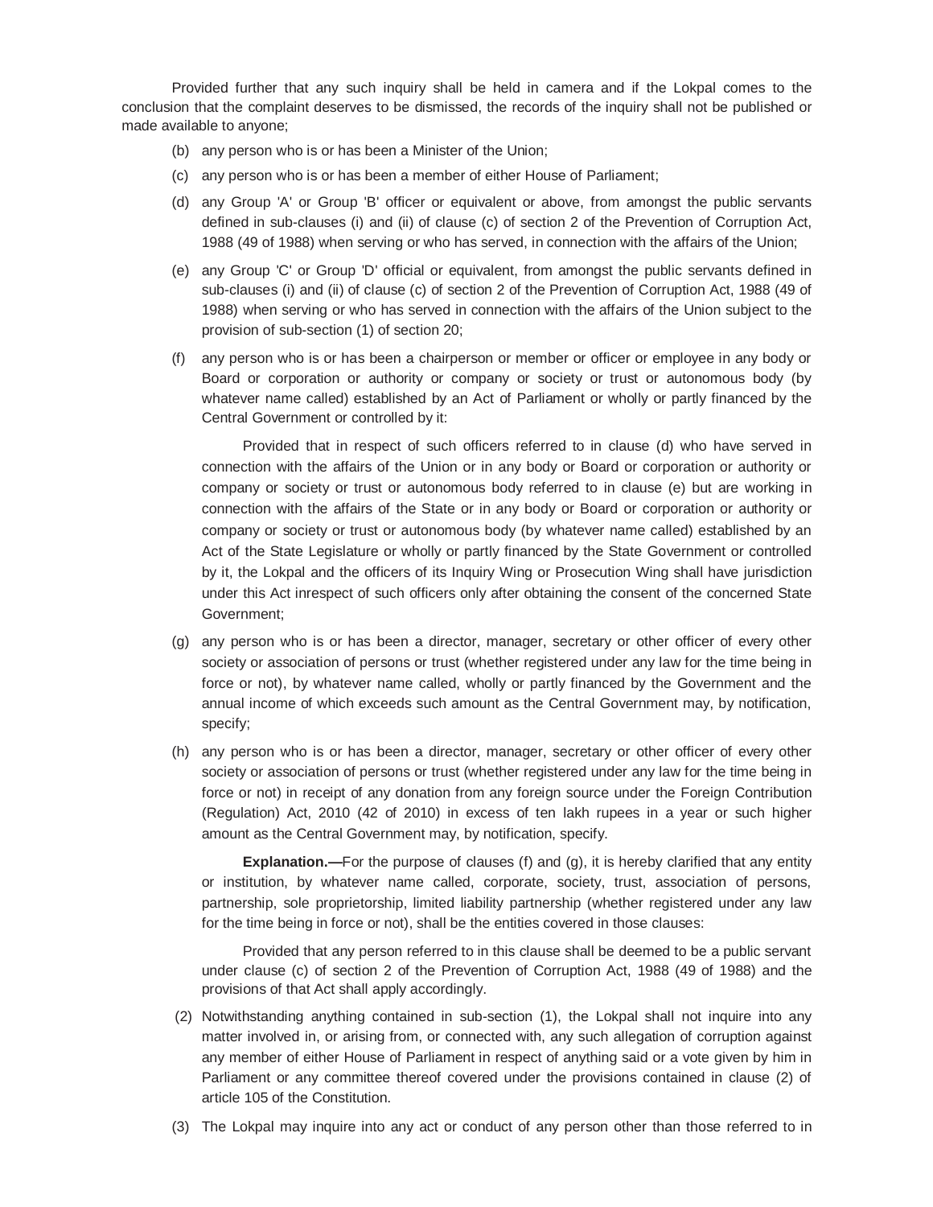Provided further that any such inquiry shall be held in camera and if the Lokpal comes to the conclusion that the complaint deserves to be dismissed, the records of the inquiry shall not be published or made available to anyone;

(b) any person who is or has been a Minister of the Union;

(c) any person who is or has been a member of either House of Parliament;

(d) any Group 'A' or Group 'B' officer or equivalent or above, from amongst the public servants defined in sub-clauses (i) and (ii) of clause (c) of section 2 of the Prevention of Corruption Act, 1988 (49 of 1988) when serving or who has served, in connection with the affairs of the Union;

(e) any Group 'C' or Group 'D' official or equivalent, from amongst the public servants defined in sub-clauses (i) and (ii) of clause (c) of section 2 of the Prevention of Corruption Act, 1988 (49 of 1988) when serving or who has served in connection with the affairs of the Union subject to the provision of sub-section (1) of section 20;

(f) any person who is or has been a chairperson or member or officer or employee in any body or Board or corporation or authority or company or society or trust or autonomous body (by whatever name called) established by an Act of Parliament or wholly or partly financed by the Central Government or controlled by it:

Provided that in respect of such officers referred to in clause (d) who have served in connection with the affairs of the Union or in any body or Board or corporation or authority or company or society or trust or autonomous body referred to in clause (e) but are working in connection with the affairs of the State or in any body or Board or corporation or authority or company or society or trust or autonomous body (by whatever name called) established by an Act of the State Legislature or wholly or partly financed by the State Government or controlled by it, the Lokpal and the officers of its Inquiry Wing or Prosecution Wing shall have jurisdiction under this Act inrespect of such officers only after obtaining the consent of the concerned State Government;

(g) any person who is or has been a director, manager, secretary or other officer of every other society or association of persons or trust (whether registered under any law for the time being in force or not), by whatever name called, wholly or partly financed by the Government and the annual income of which exceeds such amount as the Central Government may, by notification, specify;

(h) any person who is or has been a director, manager, secretary or other officer of every other society or association of persons or trust (whether registered under any law for the time being in force or not) in receipt of any donation from any foreign source under the Foreign Contribution (Regulation) Act, 2010 (42 of 2010) in excess of ten lakh rupees in a year or such higher amount as the Central Government may, by notification, specify.

**Explanation.—**For the purpose of clauses (f) and (g), it is hereby clarified that any entity or institution, by whatever name called, corporate, society, trust, association of persons, partnership, sole proprietorship, limited liability partnership (whether registered under any law for the time being in force or not), shall be the entities covered in those clauses:

Provided that any person referred to in this clause shall be deemed to be a public servant under clause (c) of section 2 of the Prevention of Corruption Act, 1988 (49 of 1988) and the provisions of that Act shall apply accordingly.

(2) Notwithstanding anything contained in sub-section (1), the Lokpal shall not inquire into any matter involved in, or arising from, or connected with, any such allegation of corruption against any member of either House of Parliament in respect of anything said or a vote given by him in Parliament or any committee thereof covered under the provisions contained in clause (2) of article 105 of the Constitution.

(3) The Lokpal may inquire into any act or conduct of any person other than those referred to in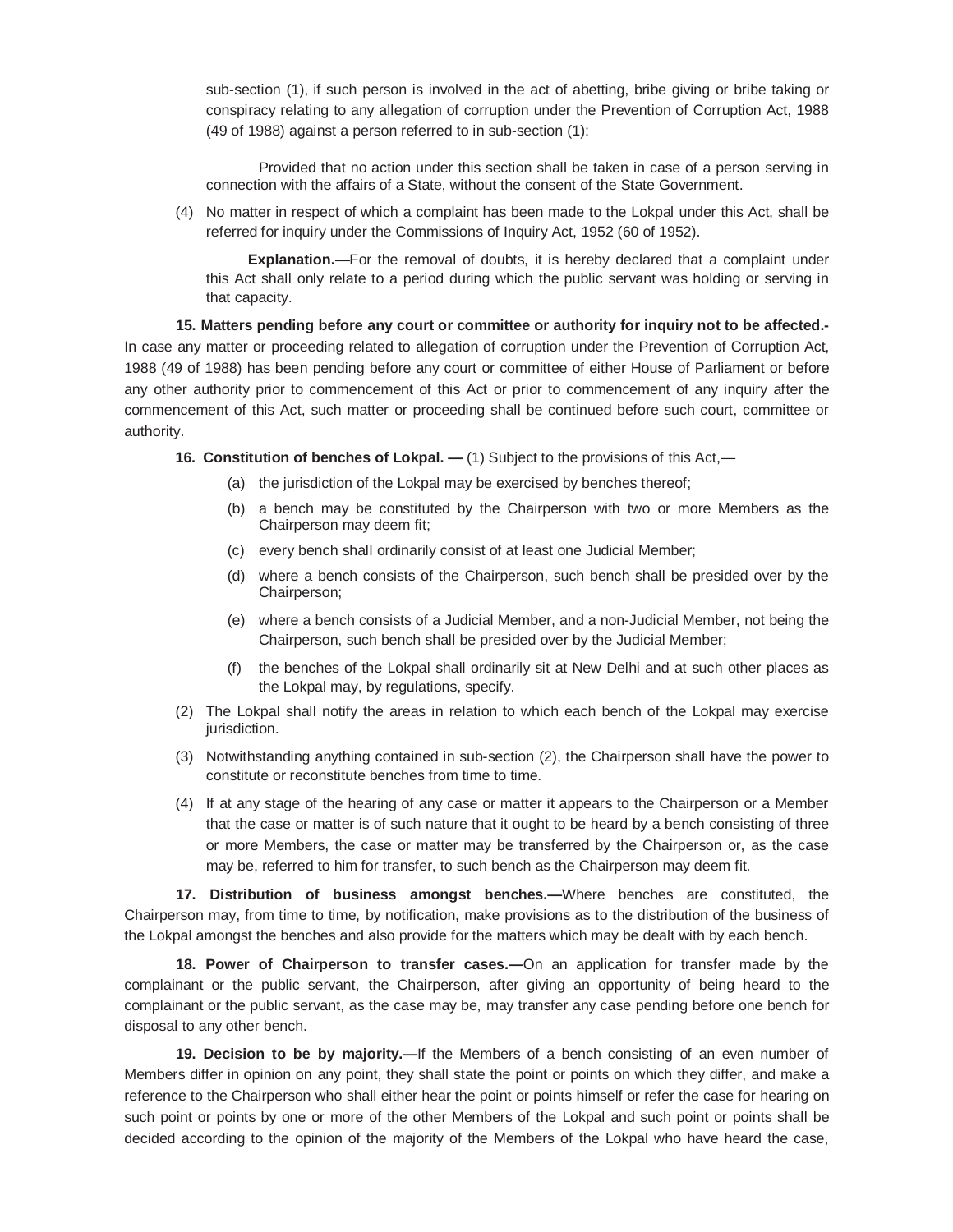sub-section (1), if such person is involved in the act of abetting, bribe giving or bribe taking or conspiracy relating to any allegation of corruption under the Prevention of Corruption Act, 1988 (49 of 1988) against a person referred to in sub-section (1):

Provided that no action under this section shall be taken in case of a person serving in connection with the affairs of a State, without the consent of the State Government.

(4) No matter in respect of which a complaint has been made to the Lokpal under this Act, shall be referred for inquiry under the Commissions of Inquiry Act, 1952 (60 of 1952).

**Explanation.—**For the removal of doubts, it is hereby declared that a complaint under this Act shall only relate to a period during which the public servant was holding or serving in that capacity.

**15. Matters pending before any court or committee or authority for inquiry not to be affected.-** In case any matter or proceeding related to allegation of corruption under the Prevention of Corruption Act, 1988 (49 of 1988) has been pending before any court or committee of either House of Parliament or before any other authority prior to commencement of this Act or prior to commencement of any inquiry after the commencement of this Act, such matter or proceeding shall be continued before such court, committee or authority.

**16. Constitution of benches of Lokpal. —** (1) Subject to the provisions of this Act,—

(a) the jurisdiction of the Lokpal may be exercised by benches thereof;

(b) a bench may be constituted by the Chairperson with two or more Members as the Chairperson may deem fit;

(c) every bench shall ordinarily consist of at least one Judicial Member;

(d) where a bench consists of the Chairperson, such bench shall be presided over by the Chairperson;

(e) where a bench consists of a Judicial Member, and a non-Judicial Member, not being the Chairperson, such bench shall be presided over by the Judicial Member;

(f) the benches of the Lokpal shall ordinarily sit at New Delhi and at such other places as the Lokpal may, by regulations, specify.

(2) The Lokpal shall notify the areas in relation to which each bench of the Lokpal may exercise jurisdiction.

(3) Notwithstanding anything contained in sub-section (2), the Chairperson shall have the power to constitute or reconstitute benches from time to time.

(4) If at any stage of the hearing of any case or matter it appears to the Chairperson or a Member that the case or matter is of such nature that it ought to be heard by a bench consisting of three or more Members, the case or matter may be transferred by the Chairperson or, as the case may be, referred to him for transfer, to such bench as the Chairperson may deem fit.

**17. Distribution of business amongst benches.—**Where benches are constituted, the Chairperson may, from time to time, by notification, make provisions as to the distribution of the business of the Lokpal amongst the benches and also provide for the matters which may be dealt with by each bench.

**18. Power of Chairperson to transfer cases.—**On an application for transfer made by the complainant or the public servant, the Chairperson, after giving an opportunity of being heard to the complainant or the public servant, as the case may be, may transfer any case pending before one bench for disposal to any other bench.

**19. Decision to be by majority.—**If the Members of a bench consisting of an even number of Members differ in opinion on any point, they shall state the point or points on which they differ, and make a reference to the Chairperson who shall either hear the point or points himself or refer the case for hearing on such point or points by one or more of the other Members of the Lokpal and such point or points shall be decided according to the opinion of the majority of the Members of the Lokpal who have heard the case,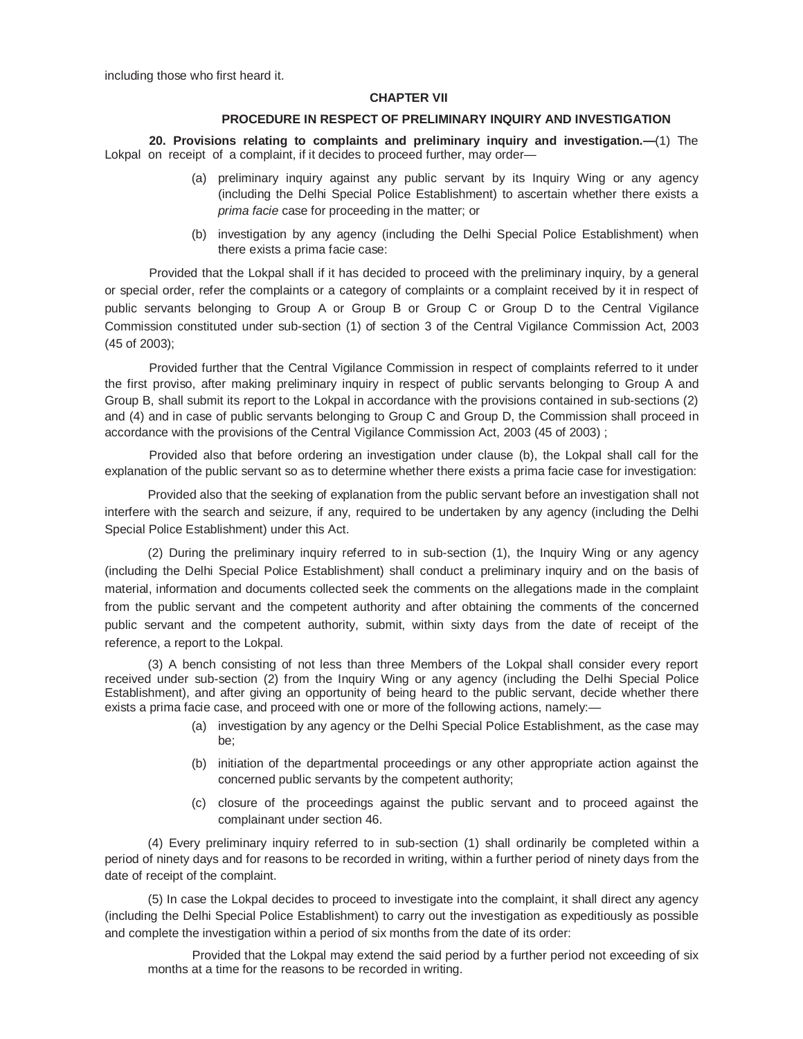including those who first heard it.

## CHAPTER VII

### PROCEDURE IN RESPECT OF PRELIMINARY INQUIRY AND INVESTIGATION

**20. Provisions relating to complaints and preliminary inquiry and investigation.—**(1) The Lokpal on receipt of a complaint, if it decides to proceed further, may order—

(a) preliminary inquiry against any public servant by its Inquiry Wing or any agency (including the Delhi Special Police Establishment) to ascertain whether there exists a *prima facie* case for proceeding in the matter; or

(b) investigation by any agency (including the Delhi Special Police Establishment) when there exists a prima facie case:

Provided that the Lokpal shall if it has decided to proceed with the preliminary inquiry, by a general or special order, refer the complaints or a category of complaints or a complaint received by it in respect of public servants belonging to Group A or Group B or Group C or Group D to the Central Vigilance Commission constituted under sub-section (1) of section 3 of the Central Vigilance Commission Act, 2003 (45 of 2003);

Provided further that the Central Vigilance Commission in respect of complaints referred to it under the first proviso, after making preliminary inquiry in respect of public servants belonging to Group A and Group B, shall submit its report to the Lokpal in accordance with the provisions contained in sub-sections (2) and (4) and in case of public servants belonging to Group C and Group D, the Commission shall proceed in accordance with the provisions of the Central Vigilance Commission Act, 2003 (45 of 2003) ;

Provided also that before ordering an investigation under clause (b), the Lokpal shall call for the explanation of the public servant so as to determine whether there exists a prima facie case for investigation:

Provided also that the seeking of explanation from the public servant before an investigation shall not interfere with the search and seizure, if any, required to be undertaken by any agency (including the Delhi Special Police Establishment) under this Act.

(2) During the preliminary inquiry referred to in sub-section (1), the Inquiry Wing or any agency (including the Delhi Special Police Establishment) shall conduct a preliminary inquiry and on the basis of material, information and documents collected seek the comments on the allegations made in the complaint from the public servant and the competent authority and after obtaining the comments of the concerned public servant and the competent authority, submit, within sixty days from the date of receipt of the reference, a report to the Lokpal.

(3) A bench consisting of not less than three Members of the Lokpal shall consider every report received under sub-section (2) from the Inquiry Wing or any agency (including the Delhi Special Police Establishment), and after giving an opportunity of being heard to the public servant, decide whether there exists a prima facie case, and proceed with one or more of the following actions, namely:—

(a) investigation by any agency or the Delhi Special Police Establishment, as the case may be;

(b) initiation of the departmental proceedings or any other appropriate action against the concerned public servants by the competent authority;

(c) closure of the proceedings against the public servant and to proceed against the complainant under section 46.

(4) Every preliminary inquiry referred to in sub-section (1) shall ordinarily be completed within a period of ninety days and for reasons to be recorded in writing, within a further period of ninety days from the date of receipt of the complaint.

(5) In case the Lokpal decides to proceed to investigate into the complaint, it shall direct any agency (including the Delhi Special Police Establishment) to carry out the investigation as expeditiously as possible and complete the investigation within a period of six months from the date of its order:

Provided that the Lokpal may extend the said period by a further period not exceeding of six months at a time for the reasons to be recorded in writing.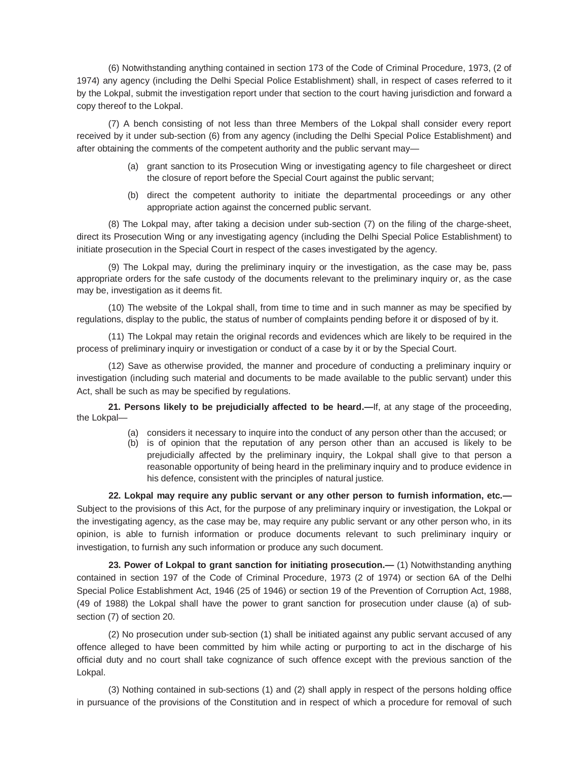(6) Notwithstanding anything contained in section 173 of the Code of Criminal Procedure, 1973, (2 of 1974) any agency (including the Delhi Special Police Establishment) shall, in respect of cases referred to it by the Lokpal, submit the investigation report under that section to the court having jurisdiction and forward a copy thereof to the Lokpal.

(7) A bench consisting of not less than three Members of the Lokpal shall consider every report received by it under sub-section (6) from any agency (including the Delhi Special Police Establishment) and after obtaining the comments of the competent authority and the public servant may—

(a) grant sanction to its Prosecution Wing or investigating agency to file chargesheet or direct the closure of report before the Special Court against the public servant;

(b) direct the competent authority to initiate the departmental proceedings or any other appropriate action against the concerned public servant.

(8) The Lokpal may, after taking a decision under sub-section (7) on the filing of the charge-sheet, direct its Prosecution Wing or any investigating agency (including the Delhi Special Police Establishment) to initiate prosecution in the Special Court in respect of the cases investigated by the agency.

(9) The Lokpal may, during the preliminary inquiry or the investigation, as the case may be, pass appropriate orders for the safe custody of the documents relevant to the preliminary inquiry or, as the case may be, investigation as it deems fit.

(10) The website of the Lokpal shall, from time to time and in such manner as may be specified by regulations, display to the public, the status of number of complaints pending before it or disposed of by it.

(11) The Lokpal may retain the original records and evidences which are likely to be required in the process of preliminary inquiry or investigation or conduct of a case by it or by the Special Court.

(12) Save as otherwise provided, the manner and procedure of conducting a preliminary inquiry or investigation (including such material and documents to be made available to the public servant) under this Act, shall be such as may be specified by regulations.

**21. Persons likely to be prejudicially affected to be heard.—**If, at any stage of the proceeding, the Lokpal—

(a) considers it necessary to inquire into the conduct of any person other than the accused; or

(b) is of opinion that the reputation of any person other than an accused is likely to be prejudicially affected by the preliminary inquiry, the Lokpal shall give to that person a reasonable opportunity of being heard in the preliminary inquiry and to produce evidence in his defence, consistent with the principles of natural justice.

**22. Lokpal may require any public servant or any other person to furnish information, etc.—** Subject to the provisions of this Act, for the purpose of any preliminary inquiry or investigation, the Lokpal or the investigating agency, as the case may be, may require any public servant or any other person who, in its opinion, is able to furnish information or produce documents relevant to such preliminary inquiry or investigation, to furnish any such information or produce any such document.

**23. Power of Lokpal to grant sanction for initiating prosecution.—** (1) Notwithstanding anything contained in section 197 of the Code of Criminal Procedure, 1973 (2 of 1974) or section 6A of the Delhi Special Police Establishment Act, 1946 (25 of 1946) or section 19 of the Prevention of Corruption Act, 1988, (49 of 1988) the Lokpal shall have the power to grant sanction for prosecution under clause (a) of sub-section (7) of section 20.

(2) No prosecution under sub-section (1) shall be initiated against any public servant accused of any offence alleged to have been committed by him while acting or purporting to act in the discharge of his official duty and no court shall take cognizance of such offence except with the previous sanction of the Lokpal.

(3) Nothing contained in sub-sections (1) and (2) shall apply in respect of the persons holding office in pursuance of the provisions of the Constitution and in respect of which a procedure for removal of such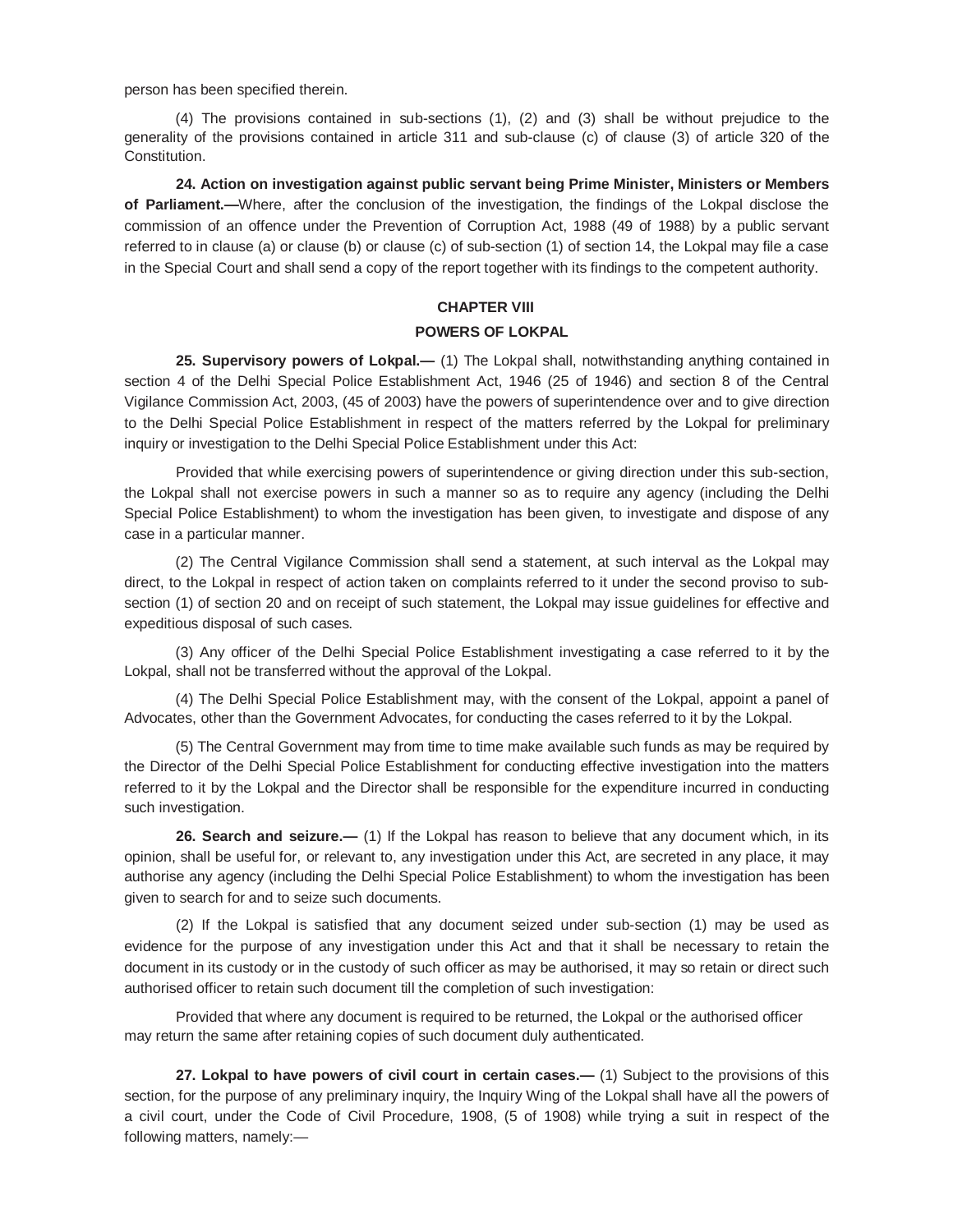person has been specified therein.

(4) The provisions contained in sub-sections (1), (2) and (3) shall be without prejudice to the generality of the provisions contained in article 311 and sub-clause (c) of clause (3) of article 320 of the Constitution.

**24. Action on investigation against public servant being Prime Minister, Ministers or Members of Parliament.—**Where, after the conclusion of the investigation, the findings of the Lokpal disclose the commission of an offence under the Prevention of Corruption Act, 1988 (49 of 1988) by a public servant referred to in clause (a) or clause (b) or clause (c) of sub-section (1) of section 14, the Lokpal may file a case in the Special Court and shall send a copy of the report together with its findings to the competent authority.

## CHAPTER VIII

## POWERS OF LOKPAL

**25. Supervisory powers of Lokpal.—** (1) The Lokpal shall, notwithstanding anything contained in section 4 of the Delhi Special Police Establishment Act, 1946 (25 of 1946) and section 8 of the Central Vigilance Commission Act, 2003, (45 of 2003) have the powers of superintendence over and to give direction to the Delhi Special Police Establishment in respect of the matters referred by the Lokpal for preliminary inquiry or investigation to the Delhi Special Police Establishment under this Act:

Provided that while exercising powers of superintendence or giving direction under this sub-section, the Lokpal shall not exercise powers in such a manner so as to require any agency (including the Delhi Special Police Establishment) to whom the investigation has been given, to investigate and dispose of any case in a particular manner.

(2) The Central Vigilance Commission shall send a statement, at such interval as the Lokpal may direct, to the Lokpal in respect of action taken on complaints referred to it under the second proviso to sub-section (1) of section 20 and on receipt of such statement, the Lokpal may issue guidelines for effective and expeditious disposal of such cases.

(3) Any officer of the Delhi Special Police Establishment investigating a case referred to it by the Lokpal, shall not be transferred without the approval of the Lokpal.

(4) The Delhi Special Police Establishment may, with the consent of the Lokpal, appoint a panel of Advocates, other than the Government Advocates, for conducting the cases referred to it by the Lokpal.

(5) The Central Government may from time to time make available such funds as may be required by the Director of the Delhi Special Police Establishment for conducting effective investigation into the matters referred to it by the Lokpal and the Director shall be responsible for the expenditure incurred in conducting such investigation.

**26. Search and seizure.—** (1) If the Lokpal has reason to believe that any document which, in its opinion, shall be useful for, or relevant to, any investigation under this Act, are secreted in any place, it may authorise any agency (including the Delhi Special Police Establishment) to whom the investigation has been given to search for and to seize such documents.

(2) If the Lokpal is satisfied that any document seized under sub-section (1) may be used as evidence for the purpose of any investigation under this Act and that it shall be necessary to retain the document in its custody or in the custody of such officer as may be authorised, it may so retain or direct such authorised officer to retain such document till the completion of such investigation:

Provided that where any document is required to be returned, the Lokpal or the authorised officer may return the same after retaining copies of such document duly authenticated.

**27. Lokpal to have powers of civil court in certain cases.—** (1) Subject to the provisions of this section, for the purpose of any preliminary inquiry, the Inquiry Wing of the Lokpal shall have all the powers of a civil court, under the Code of Civil Procedure, 1908, (5 of 1908) while trying a suit in respect of the following matters, namely:—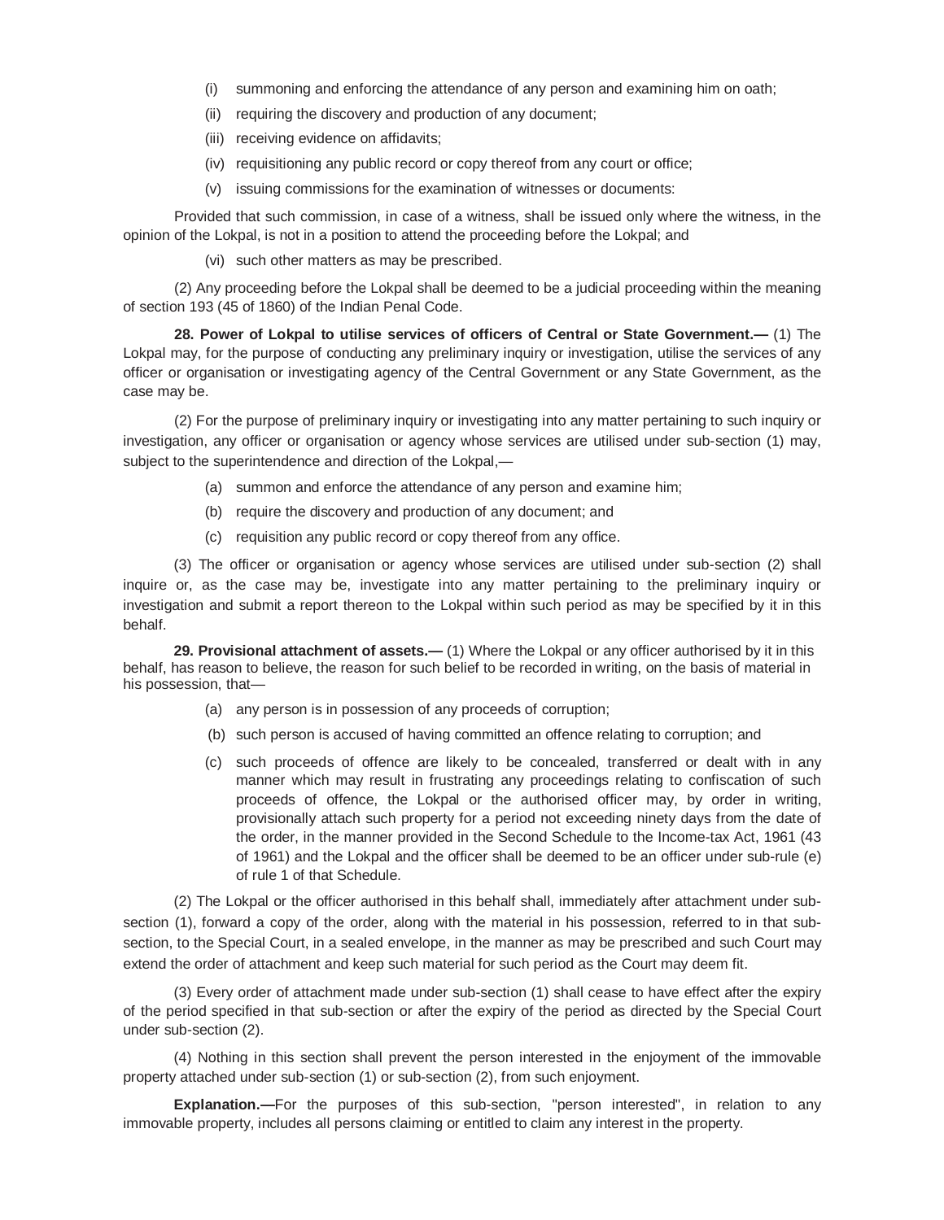(i) summoning and enforcing the attendance of any person and examining him on oath;

(ii) requiring the discovery and production of any document;

(iii) receiving evidence on affidavits;

(iv) requisitioning any public record or copy thereof from any court or office;

(v) issuing commissions for the examination of witnesses or documents:

Provided that such commission, in case of a witness, shall be issued only where the witness, in the opinion of the Lokpal, is not in a position to attend the proceeding before the Lokpal; and

(vi) such other matters as may be prescribed.

(2) Any proceeding before the Lokpal shall be deemed to be a judicial proceeding within the meaning of section 193 (45 of 1860) of the Indian Penal Code.

**28. Power of Lokpal to utilise services of officers of Central or State Government.—** (1) The Lokpal may, for the purpose of conducting any preliminary inquiry or investigation, utilise the services of any officer or organisation or investigating agency of the Central Government or any State Government, as the case may be.

(2) For the purpose of preliminary inquiry or investigating into any matter pertaining to such inquiry or investigation, any officer or organisation or agency whose services are utilised under sub-section (1) may, subject to the superintendence and direction of the Lokpal,—

(a) summon and enforce the attendance of any person and examine him;

(b) require the discovery and production of any document; and

(c) requisition any public record or copy thereof from any office.

(3) The officer or organisation or agency whose services are utilised under sub-section (2) shall inquire or, as the case may be, investigate into any matter pertaining to the preliminary inquiry or investigation and submit a report thereon to the Lokpal within such period as may be specified by it in this behalf.

**29. Provisional attachment of assets.—** (1) Where the Lokpal or any officer authorised by it in this behalf, has reason to believe, the reason for such belief to be recorded in writing, on the basis of material in his possession, that—

(a) any person is in possession of any proceeds of corruption;

(b) such person is accused of having committed an offence relating to corruption; and

(c) such proceeds of offence are likely to be concealed, transferred or dealt with in any manner which may result in frustrating any proceedings relating to confiscation of such proceeds of offence, the Lokpal or the authorised officer may, by order in writing, provisionally attach such property for a period not exceeding ninety days from the date of the order, in the manner provided in the Second Schedule to the Income-tax Act, 1961 (43 of 1961) and the Lokpal and the officer shall be deemed to be an officer under sub-rule (e) of rule 1 of that Schedule.

(2) The Lokpal or the officer authorised in this behalf shall, immediately after attachment under sub-section (1), forward a copy of the order, along with the material in his possession, referred to in that sub-section, to the Special Court, in a sealed envelope, in the manner as may be prescribed and such Court may extend the order of attachment and keep such material for such period as the Court may deem fit.

(3) Every order of attachment made under sub-section (1) shall cease to have effect after the expiry of the period specified in that sub-section or after the expiry of the period as directed by the Special Court under sub-section (2).

(4) Nothing in this section shall prevent the person interested in the enjoyment of the immovable property attached under sub-section (1) or sub-section (2), from such enjoyment.

**Explanation.—**For the purposes of this sub-section, "person interested", in relation to any immovable property, includes all persons claiming or entitled to claim any interest in the property.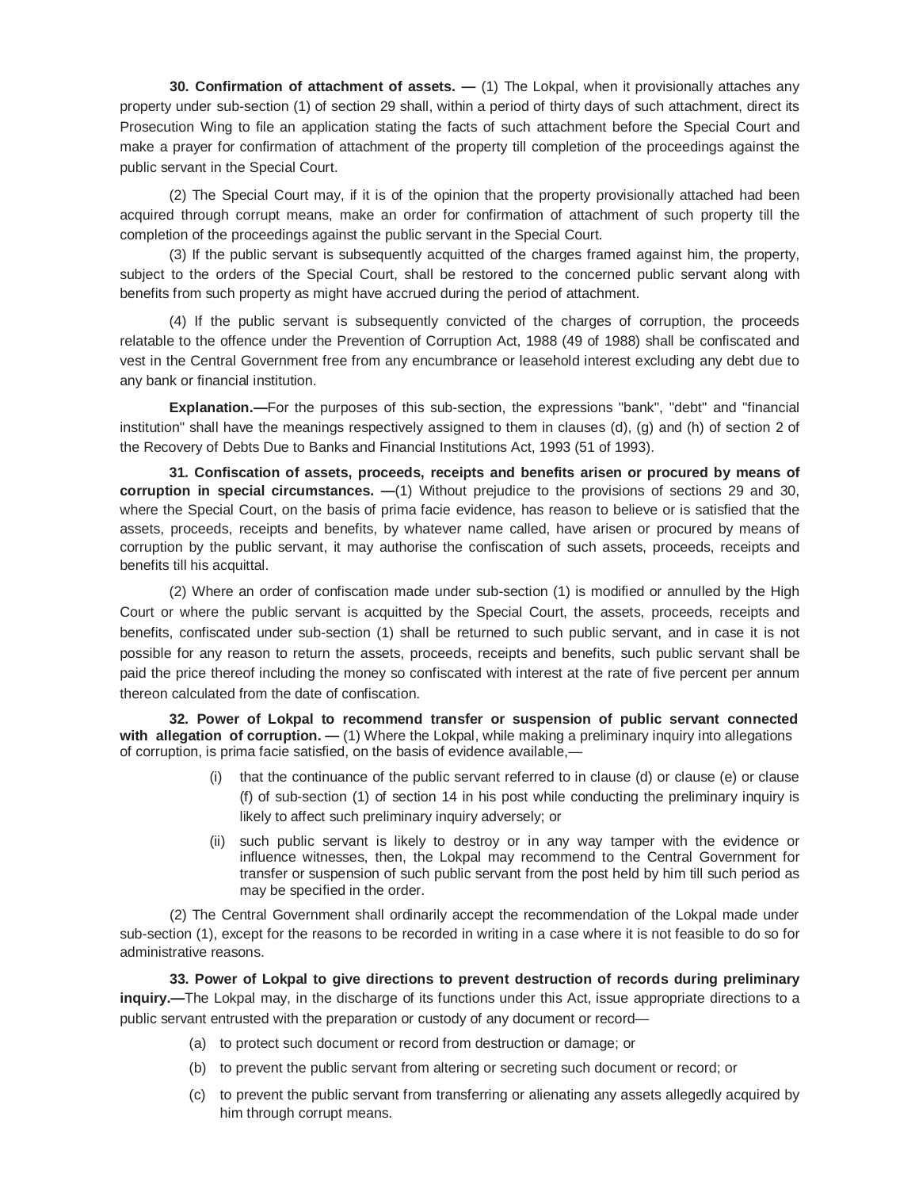**30. Confirmation of attachment of assets. —** (1) The Lokpal, when it provisionally attaches any property under sub-section (1) of section 29 shall, within a period of thirty days of such attachment, direct its Prosecution Wing to file an application stating the facts of such attachment before the Special Court and make a prayer for confirmation of attachment of the property till completion of the proceedings against the public servant in the Special Court.

(2) The Special Court may, if it is of the opinion that the property provisionally attached had been acquired through corrupt means, make an order for confirmation of attachment of such property till the completion of the proceedings against the public servant in the Special Court.

(3) If the public servant is subsequently acquitted of the charges framed against him, the property, subject to the orders of the Special Court, shall be restored to the concerned public servant along with benefits from such property as might have accrued during the period of attachment.

(4) If the public servant is subsequently convicted of the charges of corruption, the proceeds relatable to the offence under the Prevention of Corruption Act, 1988 (49 of 1988) shall be confiscated and vest in the Central Government free from any encumbrance or leasehold interest excluding any debt due to any bank or financial institution.

**Explanation.—**For the purposes of this sub-section, the expressions "bank", "debt" and "financial institution" shall have the meanings respectively assigned to them in clauses (d), (g) and (h) of section 2 of the Recovery of Debts Due to Banks and Financial Institutions Act, 1993 (51 of 1993).

**31. Confiscation of assets, proceeds, receipts and benefits arisen or procured by means of corruption in special circumstances. —**(1) Without prejudice to the provisions of sections 29 and 30, where the Special Court, on the basis of prima facie evidence, has reason to believe or is satisfied that the assets, proceeds, receipts and benefits, by whatever name called, have arisen or procured by means of corruption by the public servant, it may authorise the confiscation of such assets, proceeds, receipts and benefits till his acquittal.

(2) Where an order of confiscation made under sub-section (1) is modified or annulled by the High Court or where the public servant is acquitted by the Special Court, the assets, proceeds, receipts and benefits, confiscated under sub-section (1) shall be returned to such public servant, and in case it is not possible for any reason to return the assets, proceeds, receipts and benefits, such public servant shall be paid the price thereof including the money so confiscated with interest at the rate of five percent per annum thereon calculated from the date of confiscation.

**32. Power of Lokpal to recommend transfer or suspension of public servant connected with allegation of corruption. —** (1) Where the Lokpal, while making a preliminary inquiry into allegations of corruption, is prima facie satisfied, on the basis of evidence available,—

(i) that the continuance of the public servant referred to in clause (d) or clause (e) or clause (f) of sub-section (1) of section 14 in his post while conducting the preliminary inquiry is likely to affect such preliminary inquiry adversely; or

(ii) such public servant is likely to destroy or in any way tamper with the evidence or influence witnesses, then, the Lokpal may recommend to the Central Government for transfer or suspension of such public servant from the post held by him till such period as may be specified in the order.

(2) The Central Government shall ordinarily accept the recommendation of the Lokpal made under sub-section (1), except for the reasons to be recorded in writing in a case where it is not feasible to do so for administrative reasons.

**33. Power of Lokpal to give directions to prevent destruction of records during preliminary inquiry.—**The Lokpal may, in the discharge of its functions under this Act, issue appropriate directions to a public servant entrusted with the preparation or custody of any document or record—

(a) to protect such document or record from destruction or damage; or

(b) to prevent the public servant from altering or secreting such document or record; or

(c) to prevent the public servant from transferring or alienating any assets allegedly acquired by him through corrupt means.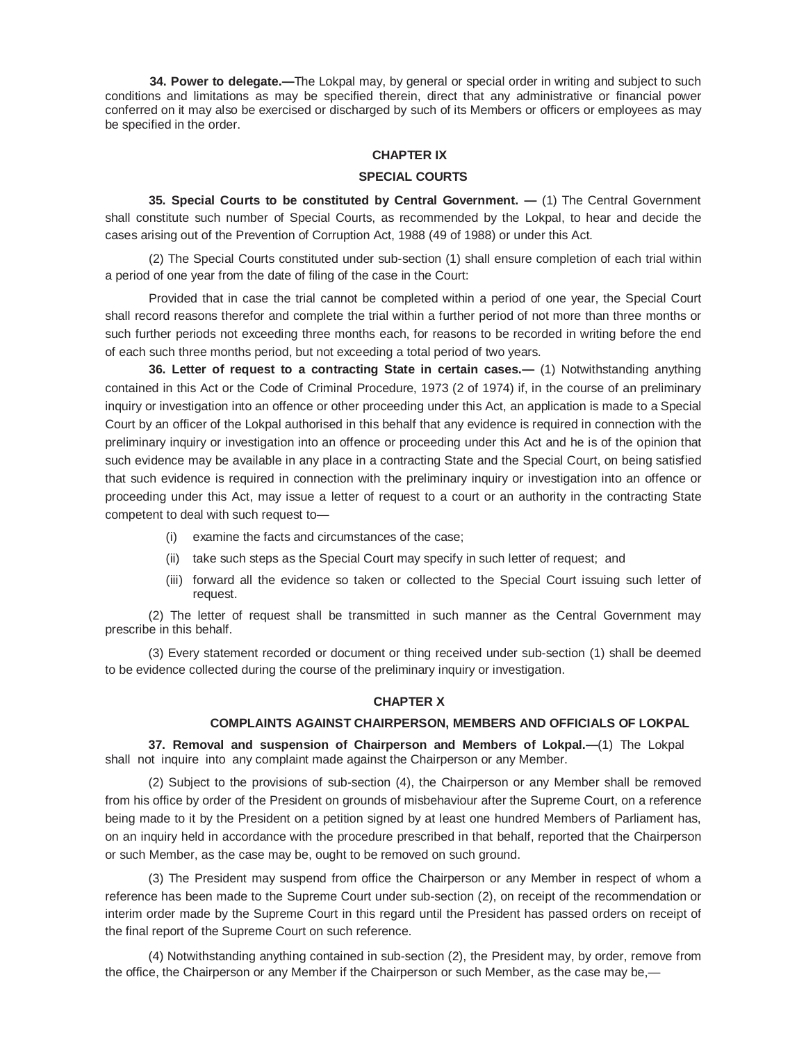**34. Power to delegate.—**The Lokpal may, by general or special order in writing and subject to such conditions and limitations as may be specified therein, direct that any administrative or financial power conferred on it may also be exercised or discharged by such of its Members or officers or employees as may be specified in the order.

## CHAPTER IX

## SPECIAL COURTS

**35. Special Courts to be constituted by Central Government. —** (1) The Central Government shall constitute such number of Special Courts, as recommended by the Lokpal, to hear and decide the cases arising out of the Prevention of Corruption Act, 1988 (49 of 1988) or under this Act.

(2) The Special Courts constituted under sub-section (1) shall ensure completion of each trial within a period of one year from the date of filing of the case in the Court:

Provided that in case the trial cannot be completed within a period of one year, the Special Court shall record reasons therefor and complete the trial within a further period of not more than three months or such further periods not exceeding three months each, for reasons to be recorded in writing before the end of each such three months period, but not exceeding a total period of two years.

**36. Letter of request to a contracting State in certain cases.—** (1) Notwithstanding anything contained in this Act or the Code of Criminal Procedure, 1973 (2 of 1974) if, in the course of an preliminary inquiry or investigation into an offence or other proceeding under this Act, an application is made to a Special Court by an officer of the Lokpal authorised in this behalf that any evidence is required in connection with the preliminary inquiry or investigation into an offence or proceeding under this Act and he is of the opinion that such evidence may be available in any place in a contracting State and the Special Court, on being satisfied that such evidence is required in connection with the preliminary inquiry or investigation into an offence or proceeding under this Act, may issue a letter of request to a court or an authority in the contracting State competent to deal with such request to—

(i) examine the facts and circumstances of the case;

(ii) take such steps as the Special Court may specify in such letter of request; and

(iii) forward all the evidence so taken or collected to the Special Court issuing such letter of request.

(2) The letter of request shall be transmitted in such manner as the Central Government may prescribe in this behalf.

(3) Every statement recorded or document or thing received under sub-section (1) shall be deemed to be evidence collected during the course of the preliminary inquiry or investigation.

## CHAPTER X

## COMPLAINTS AGAINST CHAIRPERSON, MEMBERS AND OFFICIALS OF LOKPAL

**37. Removal and suspension of Chairperson and Members of Lokpal.—**(1) The Lokpal shall not inquire into any complaint made against the Chairperson or any Member.

(2) Subject to the provisions of sub-section (4), the Chairperson or any Member shall be removed from his office by order of the President on grounds of misbehaviour after the Supreme Court, on a reference being made to it by the President on a petition signed by at least one hundred Members of Parliament has, on an inquiry held in accordance with the procedure prescribed in that behalf, reported that the Chairperson or such Member, as the case may be, ought to be removed on such ground.

(3) The President may suspend from office the Chairperson or any Member in respect of whom a reference has been made to the Supreme Court under sub-section (2), on receipt of the recommendation or interim order made by the Supreme Court in this regard until the President has passed orders on receipt of the final report of the Supreme Court on such reference.

(4) Notwithstanding anything contained in sub-section (2), the President may, by order, remove from the office, the Chairperson or any Member if the Chairperson or such Member, as the case may be,—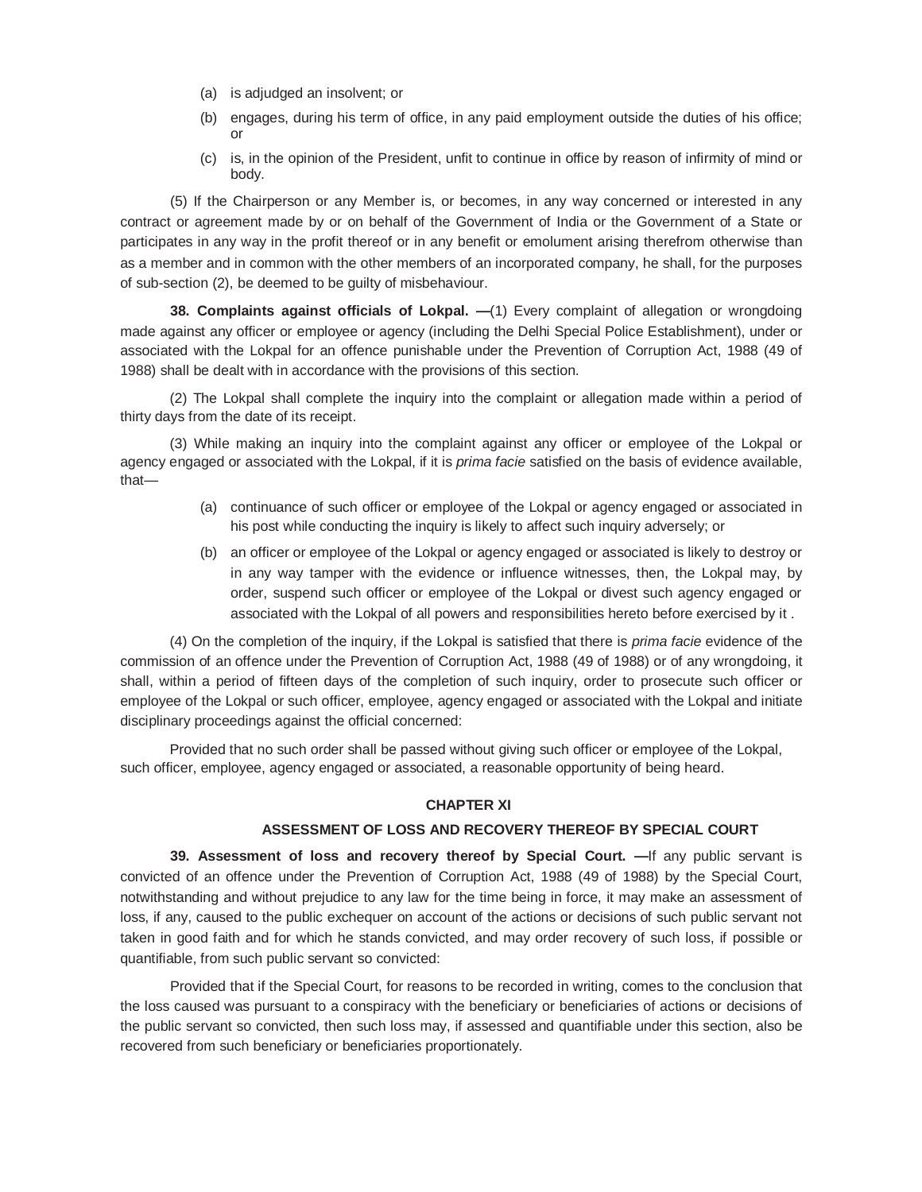(a) is adjudged an insolvent; or

(b) engages, during his term of office, in any paid employment outside the duties of his office; or

(c) is, in the opinion of the President, unfit to continue in office by reason of infirmity of mind or body.

(5) If the Chairperson or any Member is, or becomes, in any way concerned or interested in any contract or agreement made by or on behalf of the Government of India or the Government of a State or participates in any way in the profit thereof or in any benefit or emolument arising therefrom otherwise than as a member and in common with the other members of an incorporated company, he shall, for the purposes of sub-section (2), be deemed to be guilty of misbehaviour.

**38. Complaints against officials of Lokpal. —**(1) Every complaint of allegation or wrongdoing made against any officer or employee or agency (including the Delhi Special Police Establishment), under or associated with the Lokpal for an offence punishable under the Prevention of Corruption Act, 1988 (49 of 1988) shall be dealt with in accordance with the provisions of this section.

(2) The Lokpal shall complete the inquiry into the complaint or allegation made within a period of thirty days from the date of its receipt.

(3) While making an inquiry into the complaint against any officer or employee of the Lokpal or agency engaged or associated with the Lokpal, if it is *prima facie* satisfied on the basis of evidence available, that—

(a) continuance of such officer or employee of the Lokpal or agency engaged or associated in his post while conducting the inquiry is likely to affect such inquiry adversely; or

(b) an officer or employee of the Lokpal or agency engaged or associated is likely to destroy or in any way tamper with the evidence or influence witnesses, then, the Lokpal may, by order, suspend such officer or employee of the Lokpal or divest such agency engaged or associated with the Lokpal of all powers and responsibilities hereto before exercised by it .

(4) On the completion of the inquiry, if the Lokpal is satisfied that there is *prima facie* evidence of the commission of an offence under the Prevention of Corruption Act, 1988 (49 of 1988) or of any wrongdoing, it shall, within a period of fifteen days of the completion of such inquiry, order to prosecute such officer or employee of the Lokpal or such officer, employee, agency engaged or associated with the Lokpal and initiate disciplinary proceedings against the official concerned:

Provided that no such order shall be passed without giving such officer or employee of the Lokpal, such officer, employee, agency engaged or associated, a reasonable opportunity of being heard.

## CHAPTER XI

### ASSESSMENT OF LOSS AND RECOVERY THEREOF BY SPECIAL COURT

**39. Assessment of loss and recovery thereof by Special Court. —**If any public servant is convicted of an offence under the Prevention of Corruption Act, 1988 (49 of 1988) by the Special Court, notwithstanding and without prejudice to any law for the time being in force, it may make an assessment of loss, if any, caused to the public exchequer on account of the actions or decisions of such public servant not taken in good faith and for which he stands convicted, and may order recovery of such loss, if possible or quantifiable, from such public servant so convicted:

Provided that if the Special Court, for reasons to be recorded in writing, comes to the conclusion that the loss caused was pursuant to a conspiracy with the beneficiary or beneficiaries of actions or decisions of the public servant so convicted, then such loss may, if assessed and quantifiable under this section, also be recovered from such beneficiary or beneficiaries proportionately.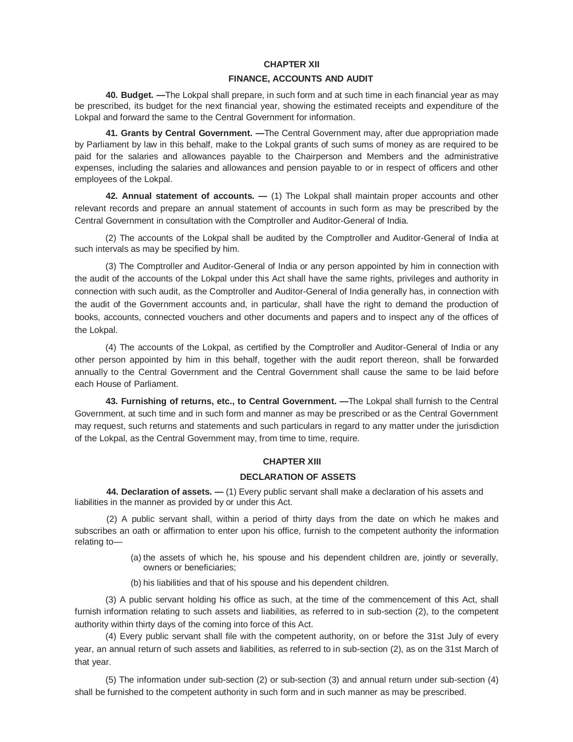## CHAPTER XII

## FINANCE, ACCOUNTS AND AUDIT

**40. Budget. —**The Lokpal shall prepare, in such form and at such time in each financial year as may be prescribed, its budget for the next financial year, showing the estimated receipts and expenditure of the Lokpal and forward the same to the Central Government for information.

**41. Grants by Central Government. —**The Central Government may, after due appropriation made by Parliament by law in this behalf, make to the Lokpal grants of such sums of money as are required to be paid for the salaries and allowances payable to the Chairperson and Members and the administrative expenses, including the salaries and allowances and pension payable to or in respect of officers and other employees of the Lokpal.

**42. Annual statement of accounts. —** (1) The Lokpal shall maintain proper accounts and other relevant records and prepare an annual statement of accounts in such form as may be prescribed by the Central Government in consultation with the Comptroller and Auditor-General of India.

(2) The accounts of the Lokpal shall be audited by the Comptroller and Auditor-General of India at such intervals as may be specified by him.

(3) The Comptroller and Auditor-General of India or any person appointed by him in connection with the audit of the accounts of the Lokpal under this Act shall have the same rights, privileges and authority in connection with such audit, as the Comptroller and Auditor-General of India generally has, in connection with the audit of the Government accounts and, in particular, shall have the right to demand the production of books, accounts, connected vouchers and other documents and papers and to inspect any of the offices of the Lokpal.

(4) The accounts of the Lokpal, as certified by the Comptroller and Auditor-General of India or any other person appointed by him in this behalf, together with the audit report thereon, shall be forwarded annually to the Central Government and the Central Government shall cause the same to be laid before each House of Parliament.

**43. Furnishing of returns, etc., to Central Government. —**The Lokpal shall furnish to the Central Government, at such time and in such form and manner as may be prescribed or as the Central Government may request, such returns and statements and such particulars in regard to any matter under the jurisdiction of the Lokpal, as the Central Government may, from time to time, require.

## CHAPTER XIII

## DECLARATION OF ASSETS

**44. Declaration of assets. —** (1) Every public servant shall make a declaration of his assets and liabilities in the manner as provided by or under this Act.

(2) A public servant shall, within a period of thirty days from the date on which he makes and subscribes an oath or affirmation to enter upon his office, furnish to the competent authority the information relating to—

(a) the assets of which he, his spouse and his dependent children are, jointly or severally, owners or beneficiaries;

(b) his liabilities and that of his spouse and his dependent children.

(3) A public servant holding his office as such, at the time of the commencement of this Act, shall furnish information relating to such assets and liabilities, as referred to in sub-section (2), to the competent authority within thirty days of the coming into force of this Act.

(4) Every public servant shall file with the competent authority, on or before the 31st July of every year, an annual return of such assets and liabilities, as referred to in sub-section (2), as on the 31st March of that year.

(5) The information under sub-section (2) or sub-section (3) and annual return under sub-section (4) shall be furnished to the competent authority in such form and in such manner as may be prescribed.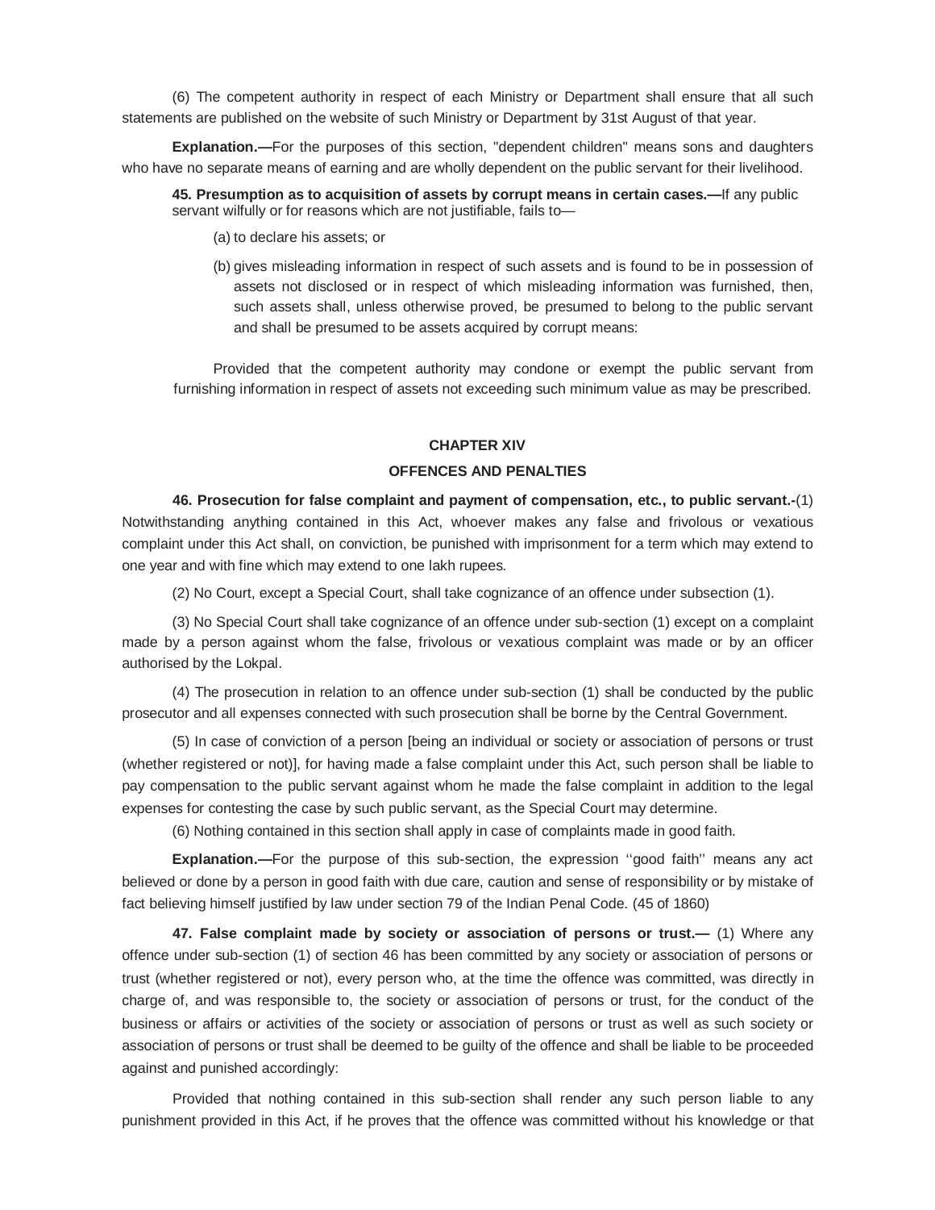(6) The competent authority in respect of each Ministry or Department shall ensure that all such statements are published on the website of such Ministry or Department by 31st August of that year.

**Explanation.—**For the purposes of this section, "dependent children" means sons and daughters who have no separate means of earning and are wholly dependent on the public servant for their livelihood.

**45. Presumption as to acquisition of assets by corrupt means in certain cases.—**If any public servant wilfully or for reasons which are not justifiable, fails to—

(a) to declare his assets; or

(b) gives misleading information in respect of such assets and is found to be in possession of assets not disclosed or in respect of which misleading information was furnished, then, such assets shall, unless otherwise proved, be presumed to belong to the public servant and shall be presumed to be assets acquired by corrupt means:

Provided that the competent authority may condone or exempt the public servant from furnishing information in respect of assets not exceeding such minimum value as may be prescribed.

## CHAPTER XIV

## OFFENCES AND PENALTIES

**46. Prosecution for false complaint and payment of compensation, etc., to public servant.-**(1) Notwithstanding anything contained in this Act, whoever makes any false and frivolous or vexatious complaint under this Act shall, on conviction, be punished with imprisonment for a term which may extend to one year and with fine which may extend to one lakh rupees.

(2) No Court, except a Special Court, shall take cognizance of an offence under subsection (1).

(3) No Special Court shall take cognizance of an offence under sub-section (1) except on a complaint made by a person against whom the false, frivolous or vexatious complaint was made or by an officer authorised by the Lokpal.

(4) The prosecution in relation to an offence under sub-section (1) shall be conducted by the public prosecutor and all expenses connected with such prosecution shall be borne by the Central Government.

(5) In case of conviction of a person [being an individual or society or association of persons or trust (whether registered or not)], for having made a false complaint under this Act, such person shall be liable to pay compensation to the public servant against whom he made the false complaint in addition to the legal expenses for contesting the case by such public servant, as the Special Court may determine.

(6) Nothing contained in this section shall apply in case of complaints made in good faith.

**Explanation.—**For the purpose of this sub-section, the expression ''good faith'' means any act believed or done by a person in good faith with due care, caution and sense of responsibility or by mistake of fact believing himself justified by law under section 79 of the Indian Penal Code. (45 of 1860)

**47. False complaint made by society or association of persons or trust.—** (1) Where any offence under sub-section (1) of section 46 has been committed by any society or association of persons or trust (whether registered or not), every person who, at the time the offence was committed, was directly in charge of, and was responsible to, the society or association of persons or trust, for the conduct of the business or affairs or activities of the society or association of persons or trust as well as such society or association of persons or trust shall be deemed to be guilty of the offence and shall be liable to be proceeded against and punished accordingly:

Provided that nothing contained in this sub-section shall render any such person liable to any punishment provided in this Act, if he proves that the offence was committed without his knowledge or that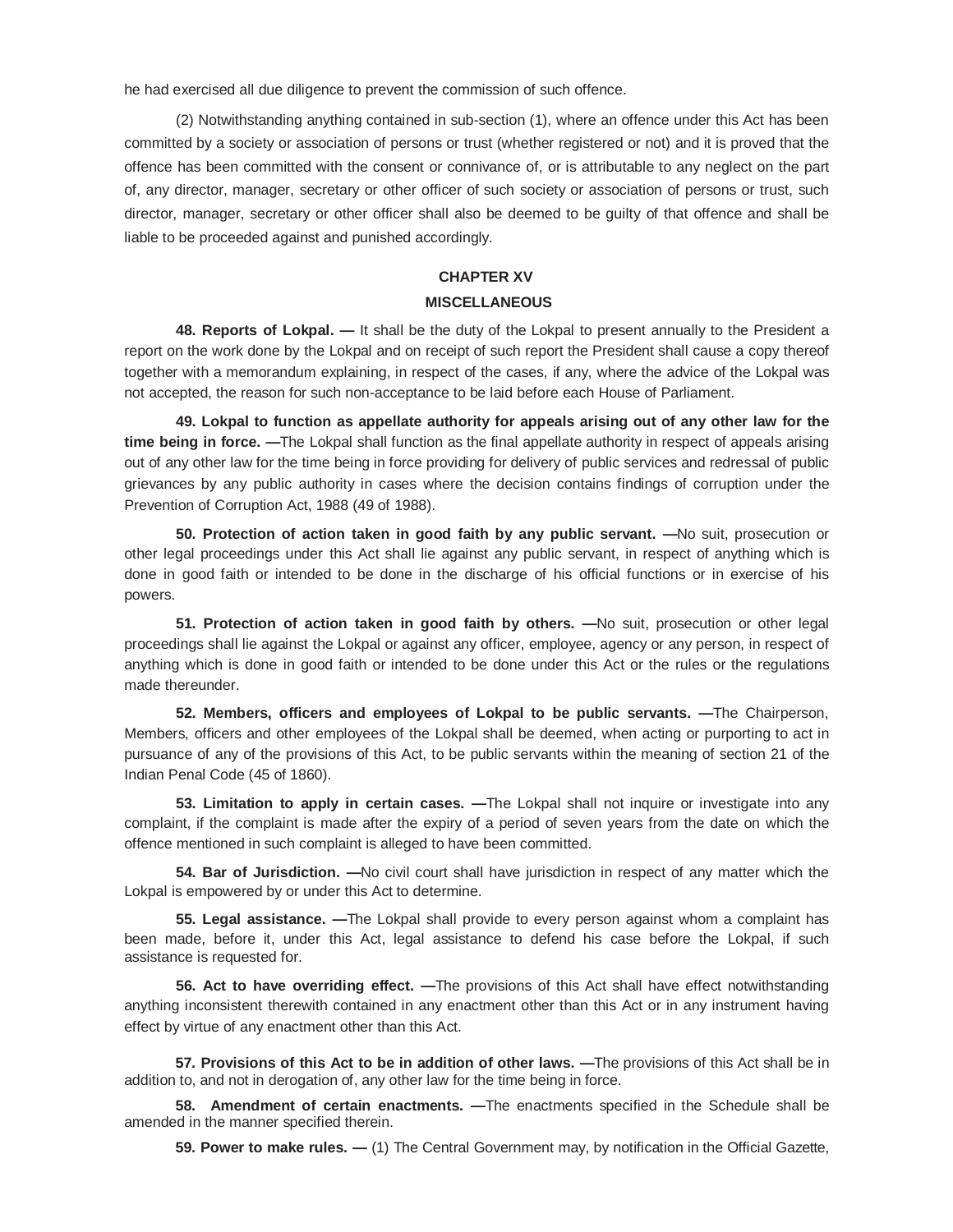he had exercised all due diligence to prevent the commission of such offence.

(2) Notwithstanding anything contained in sub-section (1), where an offence under this Act has been committed by a society or association of persons or trust (whether registered or not) and it is proved that the offence has been committed with the consent or connivance of, or is attributable to any neglect on the part of, any director, manager, secretary or other officer of such society or association of persons or trust, such director, manager, secretary or other officer shall also be deemed to be guilty of that offence and shall be liable to be proceeded against and punished accordingly.

## CHAPTER XV

## MISCELLANEOUS

**48. Reports of Lokpal. —** It shall be the duty of the Lokpal to present annually to the President a report on the work done by the Lokpal and on receipt of such report the President shall cause a copy thereof together with a memorandum explaining, in respect of the cases, if any, where the advice of the Lokpal was not accepted, the reason for such non-acceptance to be laid before each House of Parliament.

**49. Lokpal to function as appellate authority for appeals arising out of any other law for the time being in force. —**The Lokpal shall function as the final appellate authority in respect of appeals arising out of any other law for the time being in force providing for delivery of public services and redressal of public grievances by any public authority in cases where the decision contains findings of corruption under the Prevention of Corruption Act, 1988 (49 of 1988).

**50. Protection of action taken in good faith by any public servant. —**No suit, prosecution or other legal proceedings under this Act shall lie against any public servant, in respect of anything which is done in good faith or intended to be done in the discharge of his official functions or in exercise of his powers.

**51. Protection of action taken in good faith by others. —**No suit, prosecution or other legal proceedings shall lie against the Lokpal or against any officer, employee, agency or any person, in respect of anything which is done in good faith or intended to be done under this Act or the rules or the regulations made thereunder.

**52. Members, officers and employees of Lokpal to be public servants. —**The Chairperson, Members, officers and other employees of the Lokpal shall be deemed, when acting or purporting to act in pursuance of any of the provisions of this Act, to be public servants within the meaning of section 21 of the Indian Penal Code (45 of 1860).

**53. Limitation to apply in certain cases. —**The Lokpal shall not inquire or investigate into any complaint, if the complaint is made after the expiry of a period of seven years from the date on which the offence mentioned in such complaint is alleged to have been committed.

**54. Bar of Jurisdiction. —**No civil court shall have jurisdiction in respect of any matter which the Lokpal is empowered by or under this Act to determine.

**55. Legal assistance. —**The Lokpal shall provide to every person against whom a complaint has been made, before it, under this Act, legal assistance to defend his case before the Lokpal, if such assistance is requested for.

**56. Act to have overriding effect. —**The provisions of this Act shall have effect notwithstanding anything inconsistent therewith contained in any enactment other than this Act or in any instrument having effect by virtue of any enactment other than this Act.

**57. Provisions of this Act to be in addition of other laws. —**The provisions of this Act shall be in addition to, and not in derogation of, any other law for the time being in force.

**58. Amendment of certain enactments. —**The enactments specified in the Schedule shall be amended in the manner specified therein.

**59. Power to make rules. —** (1) The Central Government may, by notification in the Official Gazette,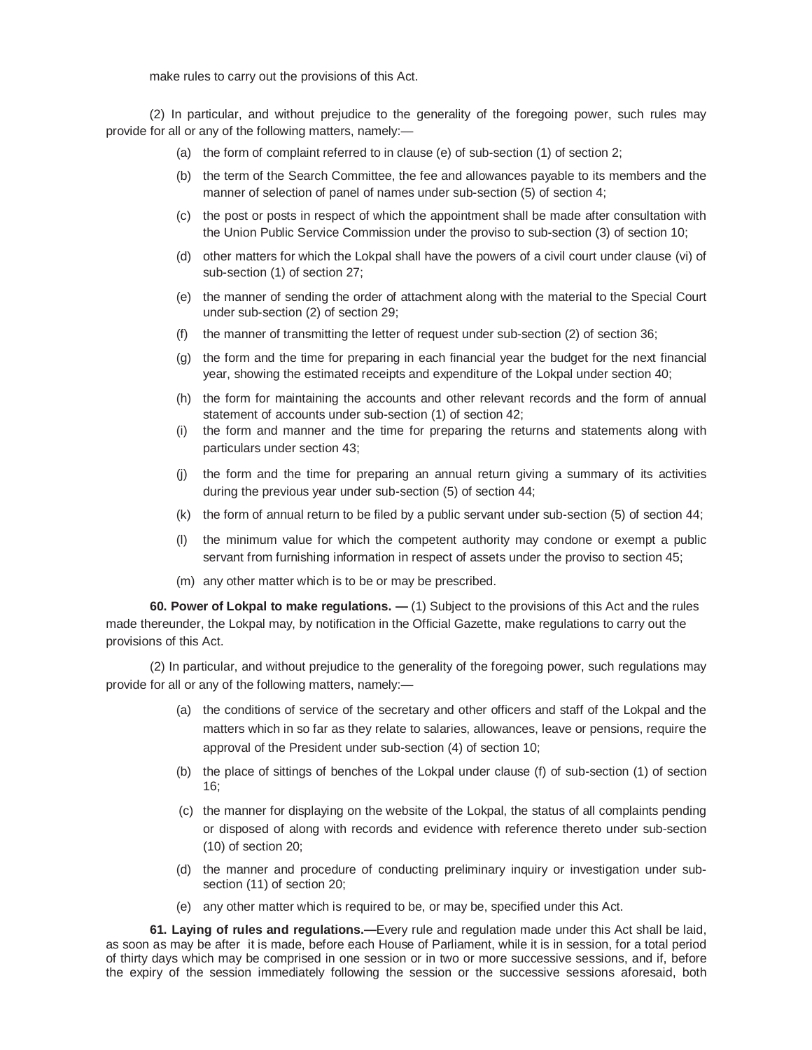make rules to carry out the provisions of this Act.

(2) In particular, and without prejudice to the generality of the foregoing power, such rules may provide for all or any of the following matters, namely:—

(a) the form of complaint referred to in clause (e) of sub-section (1) of section 2;

(b) the term of the Search Committee, the fee and allowances payable to its members and the manner of selection of panel of names under sub-section (5) of section 4;

(c) the post or posts in respect of which the appointment shall be made after consultation with the Union Public Service Commission under the proviso to sub-section (3) of section 10;

(d) other matters for which the Lokpal shall have the powers of a civil court under clause (vi) of sub-section (1) of section 27;

(e) the manner of sending the order of attachment along with the material to the Special Court under sub-section (2) of section 29;

(f) the manner of transmitting the letter of request under sub-section (2) of section 36;

(g) the form and the time for preparing in each financial year the budget for the next financial year, showing the estimated receipts and expenditure of the Lokpal under section 40;

(h) the form for maintaining the accounts and other relevant records and the form of annual statement of accounts under sub-section (1) of section 42;

(i) the form and manner and the time for preparing the returns and statements along with particulars under section 43;

(j) the form and the time for preparing an annual return giving a summary of its activities during the previous year under sub-section (5) of section 44;

(k) the form of annual return to be filed by a public servant under sub-section (5) of section 44;

(l) the minimum value for which the competent authority may condone or exempt a public servant from furnishing information in respect of assets under the proviso to section 45;

(m) any other matter which is to be or may be prescribed.

**60. Power of Lokpal to make regulations. —** (1) Subject to the provisions of this Act and the rules made thereunder, the Lokpal may, by notification in the Official Gazette, make regulations to carry out the provisions of this Act.

(2) In particular, and without prejudice to the generality of the foregoing power, such regulations may provide for all or any of the following matters, namely:—

(a) the conditions of service of the secretary and other officers and staff of the Lokpal and the matters which in so far as they relate to salaries, allowances, leave or pensions, require the approval of the President under sub-section (4) of section 10;

(b) the place of sittings of benches of the Lokpal under clause (f) of sub-section (1) of section 16;

(c) the manner for displaying on the website of the Lokpal, the status of all complaints pending or disposed of along with records and evidence with reference thereto under sub-section (10) of section 20;

(d) the manner and procedure of conducting preliminary inquiry or investigation under sub-section (11) of section 20;

(e) any other matter which is required to be, or may be, specified under this Act.

**61. Laying of rules and regulations.—**Every rule and regulation made under this Act shall be laid, as soon as may be after it is made, before each House of Parliament, while it is in session, for a total period of thirty days which may be comprised in one session or in two or more successive sessions, and if, before the expiry of the session immediately following the session or the successive sessions aforesaid, both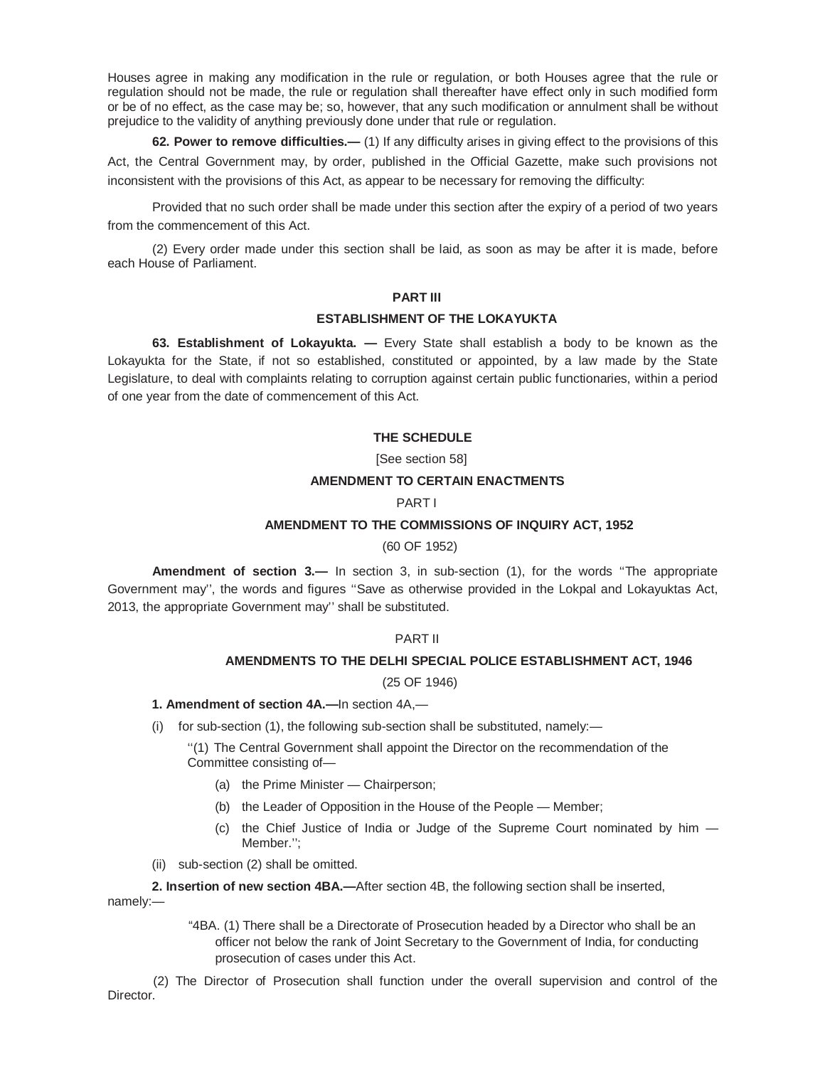Houses agree in making any modification in the rule or regulation, or both Houses agree that the rule or regulation should not be made, the rule or regulation shall thereafter have effect only in such modified form or be of no effect, as the case may be; so, however, that any such modification or annulment shall be without prejudice to the validity of anything previously done under that rule or regulation.

**62. Power to remove difficulties.—** (1) If any difficulty arises in giving effect to the provisions of this Act, the Central Government may, by order, published in the Official Gazette, make such provisions not inconsistent with the provisions of this Act, as appear to be necessary for removing the difficulty:

Provided that no such order shall be made under this section after the expiry of a period of two years from the commencement of this Act.

(2) Every order made under this section shall be laid, as soon as may be after it is made, before each House of Parliament.

## PART III

## ESTABLISHMENT OF THE LOKAYUKTA

**63. Establishment of Lokayukta. —** Every State shall establish a body to be known as the Lokayukta for the State, if not so established, constituted or appointed, by a law made by the State Legislature, to deal with complaints relating to corruption against certain public functionaries, within a period of one year from the date of commencement of this Act.

## THE SCHEDULE

[See section 58]

### AMENDMENT TO CERTAIN ENACTMENTS

PART I

### AMENDMENT TO THE COMMISSIONS OF INQUIRY ACT, 1952

(60 OF 1952)

**Amendment of section 3.—** In section 3, in sub-section (1), for the words ''The appropriate Government may'', the words and figures ''Save as otherwise provided in the Lokpal and Lokayuktas Act, 2013, the appropriate Government may'' shall be substituted.

PART II

### AMENDMENTS TO THE DELHI SPECIAL POLICE ESTABLISHMENT ACT, 1946

(25 OF 1946)

**1. Amendment of section 4A.—**In section 4A,—

(i) for sub-section (1), the following sub-section shall be substituted, namely:—

''(1) The Central Government shall appoint the Director on the recommendation of the Committee consisting of—

(a) the Prime Minister — Chairperson;

(b) the Leader of Opposition in the House of the People — Member;

(c) the Chief Justice of India or Judge of the Supreme Court nominated by him — Member.'';

(ii) sub-section (2) shall be omitted.

**2. Insertion of new section 4BA.—**After section 4B, the following section shall be inserted, namely:—

"4BA. (1) There shall be a Directorate of Prosecution headed by a Director who shall be an officer not below the rank of Joint Secretary to the Government of India, for conducting prosecution of cases under this Act.

(2) The Director of Prosecution shall function under the overall supervision and control of the Director.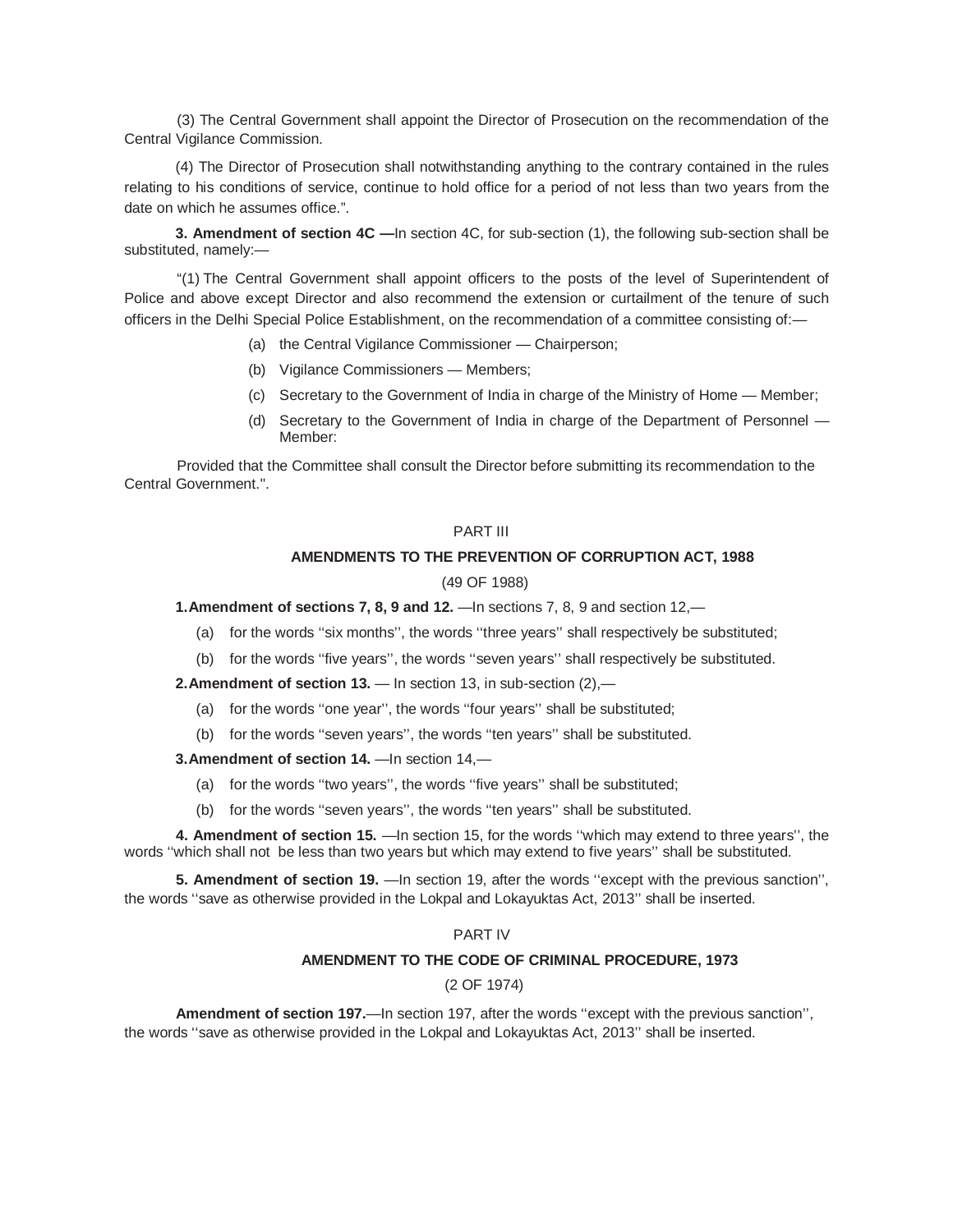(3) The Central Government shall appoint the Director of Prosecution on the recommendation of the Central Vigilance Commission.

(4) The Director of Prosecution shall notwithstanding anything to the contrary contained in the rules relating to his conditions of service, continue to hold office for a period of not less than two years from the date on which he assumes office.".

**3. Amendment of section 4C —**In section 4C, for sub-section (1), the following sub-section shall be substituted, namely:—

"(1) The Central Government shall appoint officers to the posts of the level of Superintendent of Police and above except Director and also recommend the extension or curtailment of the tenure of such officers in the Delhi Special Police Establishment, on the recommendation of a committee consisting of:—

(a) the Central Vigilance Commissioner — Chairperson;

(b) Vigilance Commissioners — Members;

(c) Secretary to the Government of India in charge of the Ministry of Home — Member;

(d) Secretary to the Government of India in charge of the Department of Personnel — Member:

Provided that the Committee shall consult the Director before submitting its recommendation to the Central Government.".

## PART III

### AMENDMENTS TO THE PREVENTION OF CORRUPTION ACT, 1988

(49 OF 1988)

**1. Amendment of sections 7, 8, 9 and 12.** —In sections 7, 8, 9 and section 12,—

(a) for the words ''six months'', the words ''three years'' shall respectively be substituted;

(b) for the words ''five years'', the words ''seven years'' shall respectively be substituted.

**2. Amendment of section 13.** — In section 13, in sub-section (2),—

(a) for the words ''one year'', the words ''four years'' shall be substituted;

(b) for the words ''seven years'', the words ''ten years'' shall be substituted.

**3. Amendment of section 14.** —In section 14,—

(a) for the words ''two years'', the words ''five years'' shall be substituted;

(b) for the words ''seven years'', the words ''ten years'' shall be substituted.

**4. Amendment of section 15.** —In section 15, for the words ''which may extend to three years'', the words ''which shall not be less than two years but which may extend to five years'' shall be substituted.

**5. Amendment of section 19.** —In section 19, after the words ''except with the previous sanction'', the words ''save as otherwise provided in the Lokpal and Lokayuktas Act, 2013'' shall be inserted.

## PART IV

### AMENDMENT TO THE CODE OF CRIMINAL PROCEDURE, 1973

(2 OF 1974)

**Amendment of section 197.**—In section 197, after the words ''except with the previous sanction'', the words ''save as otherwise provided in the Lokpal and Lokayuktas Act, 2013'' shall be inserted.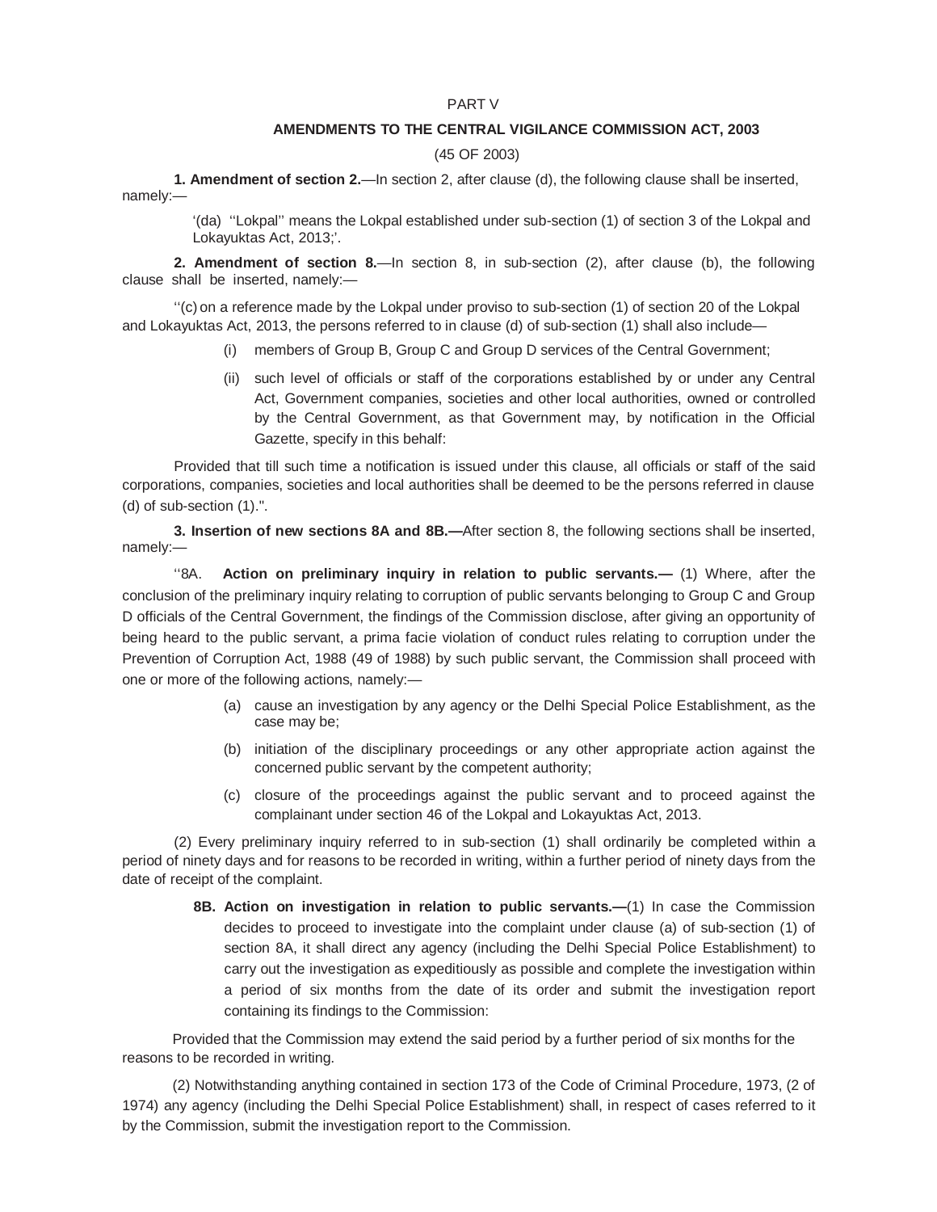## PART V

### AMENDMENTS TO THE CENTRAL VIGILANCE COMMISSION ACT, 2003

(45 OF 2003)

**1. Amendment of section 2.**—In section 2, after clause (d), the following clause shall be inserted, namely:—

'(da) ''Lokpal'' means the Lokpal established under sub-section (1) of section 3 of the Lokpal and Lokayuktas Act, 2013;'.

**2. Amendment of section 8.**—In section 8, in sub-section (2), after clause (b), the following clause shall be inserted, namely:—

''(c) on a reference made by the Lokpal under proviso to sub-section (1) of section 20 of the Lokpal and Lokayuktas Act, 2013, the persons referred to in clause (d) of sub-section (1) shall also include—

(i) members of Group B, Group C and Group D services of the Central Government;

(ii) such level of officials or staff of the corporations established by or under any Central Act, Government companies, societies and other local authorities, owned or controlled by the Central Government, as that Government may, by notification in the Official Gazette, specify in this behalf:

Provided that till such time a notification is issued under this clause, all officials or staff of the said corporations, companies, societies and local authorities shall be deemed to be the persons referred in clause (d) of sub-section (1).".

**3. Insertion of new sections 8A and 8B.—**After section 8, the following sections shall be inserted, namely:—

''8A. **Action on preliminary inquiry in relation to public servants.—** (1) Where, after the conclusion of the preliminary inquiry relating to corruption of public servants belonging to Group C and Group D officials of the Central Government, the findings of the Commission disclose, after giving an opportunity of being heard to the public servant, a prima facie violation of conduct rules relating to corruption under the Prevention of Corruption Act, 1988 (49 of 1988) by such public servant, the Commission shall proceed with one or more of the following actions, namely:—

(a) cause an investigation by any agency or the Delhi Special Police Establishment, as the case may be;

(b) initiation of the disciplinary proceedings or any other appropriate action against the concerned public servant by the competent authority;

(c) closure of the proceedings against the public servant and to proceed against the complainant under section 46 of the Lokpal and Lokayuktas Act, 2013.

(2) Every preliminary inquiry referred to in sub-section (1) shall ordinarily be completed within a period of ninety days and for reasons to be recorded in writing, within a further period of ninety days from the date of receipt of the complaint.

**8B. Action on investigation in relation to public servants.—**(1) In case the Commission decides to proceed to investigate into the complaint under clause (a) of sub-section (1) of section 8A, it shall direct any agency (including the Delhi Special Police Establishment) to carry out the investigation as expeditiously as possible and complete the investigation within a period of six months from the date of its order and submit the investigation report containing its findings to the Commission:

Provided that the Commission may extend the said period by a further period of six months for the reasons to be recorded in writing.

(2) Notwithstanding anything contained in section 173 of the Code of Criminal Procedure, 1973, (2 of 1974) any agency (including the Delhi Special Police Establishment) shall, in respect of cases referred to it by the Commission, submit the investigation report to the Commission.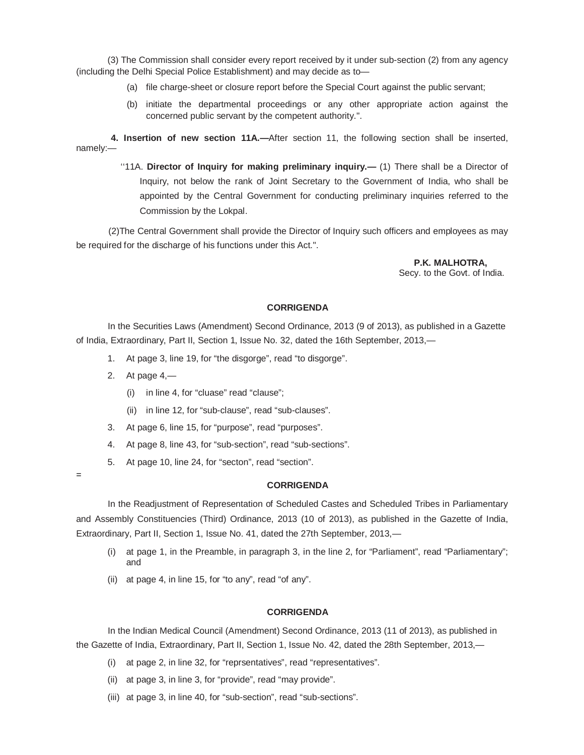(3) The Commission shall consider every report received by it under sub-section (2) from any agency (including the Delhi Special Police Establishment) and may decide as to—

(a) file charge-sheet or closure report before the Special Court against the public servant;

(b) initiate the departmental proceedings or any other appropriate action against the concerned public servant by the competent authority.".

**4. Insertion of new section 11A.—**After section 11, the following section shall be inserted, namely:—

''11A. **Director of Inquiry for making preliminary inquiry.—** (1) There shall be a Director of Inquiry, not below the rank of Joint Secretary to the Government of India, who shall be appointed by the Central Government for conducting preliminary inquiries referred to the Commission by the Lokpal.

(2)The Central Government shall provide the Director of Inquiry such officers and employees as may be required for the discharge of his functions under this Act.".

**P.K. MALHOTRA,**
Secy. to the Govt. of India.

**CORRIGENDA**

In the Securities Laws (Amendment) Second Ordinance, 2013 (9 of 2013), as published in a Gazette of India, Extraordinary, Part II, Section 1, Issue No. 32, dated the 16th September, 2013,—

1. At page 3, line 19, for "the disgorge", read "to disgorge".
2. At page 4,—
   (i) in line 4, for "cluase" read "clause";
   (ii) in line 12, for "sub-clause", read "sub-clauses".
3. At page 6, line 15, for "purpose", read "purposes".
4. At page 8, line 43, for "sub-section", read "sub-sections".
5. At page 10, line 24, for "secton", read "section".

=

**CORRIGENDA**

In the Readjustment of Representation of Scheduled Castes and Scheduled Tribes in Parliamentary and Assembly Constituencies (Third) Ordinance, 2013 (10 of 2013), as published in the Gazette of India, Extraordinary, Part II, Section 1, Issue No. 41, dated the 27th September, 2013,—

(i) at page 1, in the Preamble, in paragraph 3, in the line 2, for "Parliament", read "Parliamentary"; and

(ii) at page 4, in line 15, for "to any", read "of any".

**CORRIGENDA**

In the Indian Medical Council (Amendment) Second Ordinance, 2013 (11 of 2013), as published in the Gazette of India, Extraordinary, Part II, Section 1, Issue No. 42, dated the 28th September, 2013,—

(i) at page 2, in line 32, for "reprsentatives", read "representatives".

(ii) at page 3, in line 3, for "provide", read "may provide".

(iii) at page 3, in line 40, for "sub-section", read "sub-sections".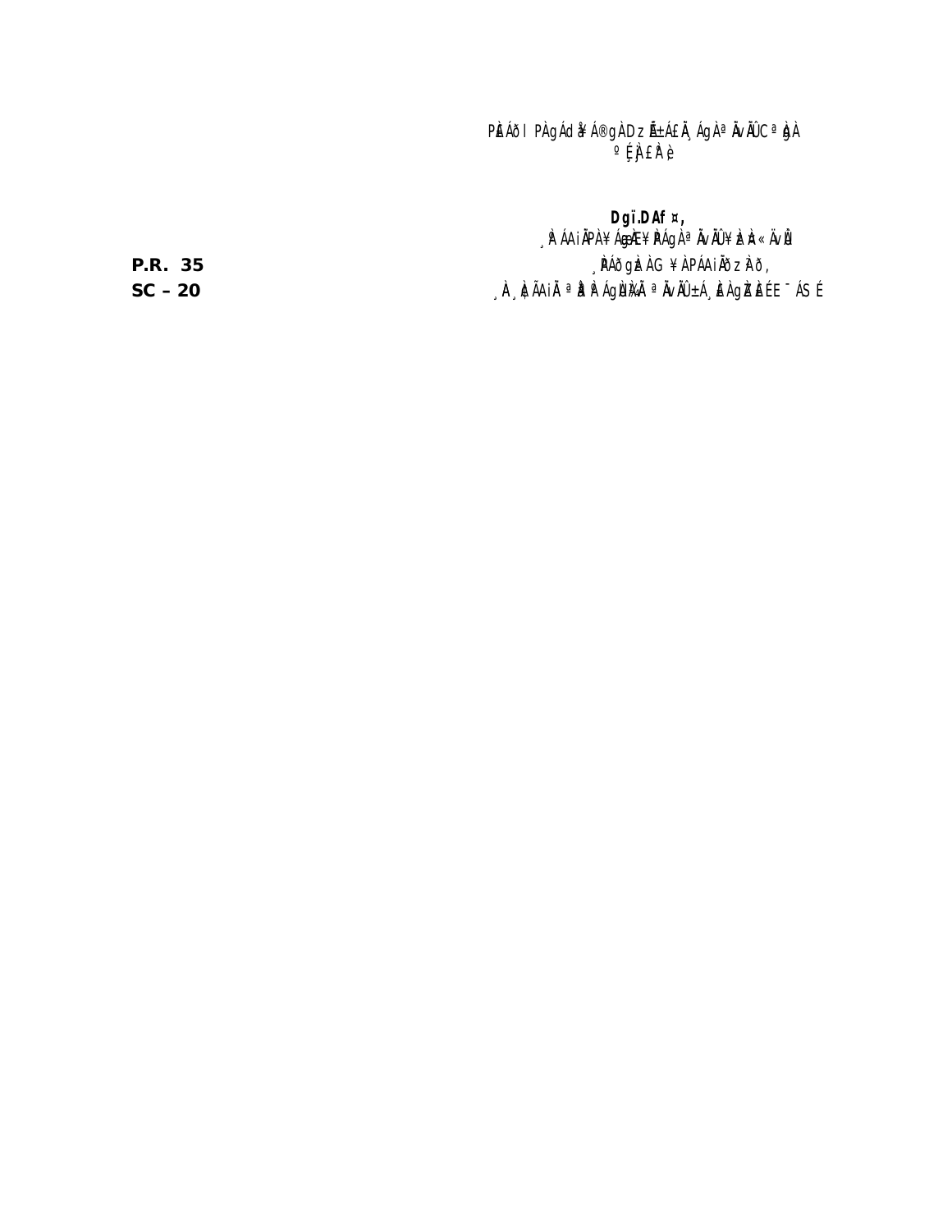PÀÁðI PÀgÁdÄ¥Á®gÀ DzÉñÀ±ÁEÄ¸ÁgÀ ªÀÄvÀÄÛ CªÀgÀ
ºÉ¸ÀgÀ£À°è

Dgï.DAf¤,

¸ÀºÁAiÀPÀ ¥ÁæzÉ¥ÀPÁgÀ ªÀÄvÀÄÛ ¥ÀæxÀªÀÄ

¸ÀPÁðgÀ C¥ÀgÁAiÀÄðzÀ²ð,

P.R. 35

SC – 20

¸À¸ÉÃÁAiÀÄ ªÀÄÄRåA ÁgÀÄDIÀÄ ªÀÄvÀÄÛ±Á¸ÀÉÀgÀÄzÀÄ ¨ÁSÉ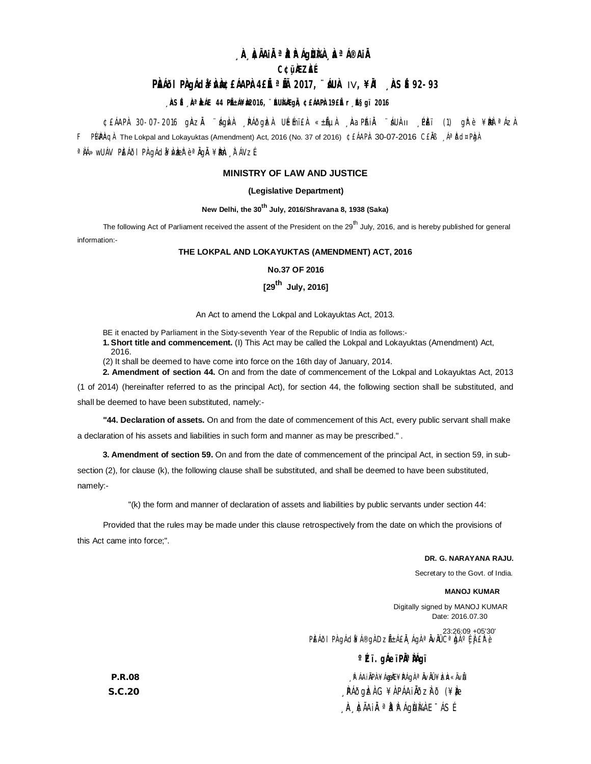## ¸ÀA¸À¢ÃAiÀÄ ªÀåªÀºÁgÀUÀ¼À ¸ÀaªÁ®AiÀÄ

**C¢ü¸ÀÆZÀ£É**

### PÀ£ÁðlPÀ gÁdå¥ÀvÀæ ¢£ÁAPÀ 4£Éà ªÉÄÃ 2017, ¨sÁUÀ IV, ¥ÀÄl ¸ÀASÉå 92-93

**¸ÀASÉå ¸ÀAªÀåAE 44 PÉñÁ¥Àæ 2016, ¨ÉAUÀ¼ÀÆgÀÄ, ¢£ÁAPÀ 19£Éà r¸ÉA§gï 2016**

¢£ÁAPÀ 30-07-2016 gÀ ¨sÁgÀvÀ ¸ÀPÁðgÀzÀ UÉeÉn£À «±ÉõÀ ¸ÀAaPÉAiÀÄ ¨sÁUÀ-II ¸ÉPÀë£ï (1) gÀ°è ¥ÀæPÀn¸À¯ÁzÀ F PɼÀPÀAqÀ The Lokpal and Lokayuktas (Amendment) Act, 2016 (No. 37 of 2016) ¢£ÁAPÀ 30-07-2016 C£ÀÄß ¸ÁªÀðd¤PÀgÀ ªÀiÁ»wUÁV PÀ£ÁðlPÀ gÁdå¥ÀvÀæzÀ°è ªÀÄgÀÄ ¥ÀæPÀn¸À¯ÁVzÉ.

**MINISTRY OF LAW AND JUSTICE**

**(Legislative Department)**

**New Delhi, the 30th July, 2016/Shravana 8, 1938 (Saka)**

The following Act of Parliament received the assent of the President on the 29th July, 2016, and is hereby published for general information:-

**THE LOKPAL AND LOKAYUKTAS (AMENDMENT) ACT, 2016**

**No.37 OF 2016**

**[29th July, 2016]**

An Act to amend the Lokpal and Lokayuktas Act, 2013.

BE it enacted by Parliament in the Sixty-seventh Year of the Republic of India as follows:-

**1. Short title and commencement.** (I) This Act may be called the Lokpal and Lokayuktas (Amendment) Act, 2016.

(2) It shall be deemed to have come into force on the 16th day of January, 2014.

**2. Amendment of section 44.** On and from the date of commencement of the Lokpal and Lokayuktas Act, 2013 (1 of 2014) (hereinafter referred to as the principal Act), for section 44, the following section shall be substituted, and shall be deemed to have been substituted, namely:-

**"44. Declaration of assets.** On and from the date of commencement of this Act, every public servant shall make a declaration of his assets and liabilities in such form and manner as may be prescribed." .

**3. Amendment of section 59.** On and from the date of commencement of the principal Act, in section 59, in sub-section (2), for clause (k), the following clause shall be substituted, and shall be deemed to have been substituted, namely:-

"(k) the form and manner of declaration of assets and liabilities by public servants under section 44:

Provided that the rules may be made under this clause retrospectively from the date on which the provisions of this Act came into force;".

**DR. G. NARAYANA RAJU.**
Secretary to the Govt. of India.

**MANOJ KUMAR**
Digitally signed by MANOJ KUMAR
Date: 2016.07.30
23:26:09 +05'30'

PÀ£ÁðlPÀ gÁdå¥Á®gÀ DzÉñÁ£ÀÄ¸ÁgÀ ªÀÄvÀÄÛ CªÀgÀ ºÉ¸Àj£À°è

**ºÉZï. gÁeÉÃAzÀæ PÀĪÀiÁgï**

**P.R.08** ¸ÀPÁðgÀzÀ ¥ÀæzsÁ£À PÁAiÀÄðzÀ²ð

**S.C.20** ¸ÀPÁðgÀzÀ G¥À PÁAiÀÄðzÀ²ð (¥Àæ)

¸ÀA¸À¢ÃAiÀÄ ªÀåªÀºÁgÀUÀ¼À E¯ÁSÉ